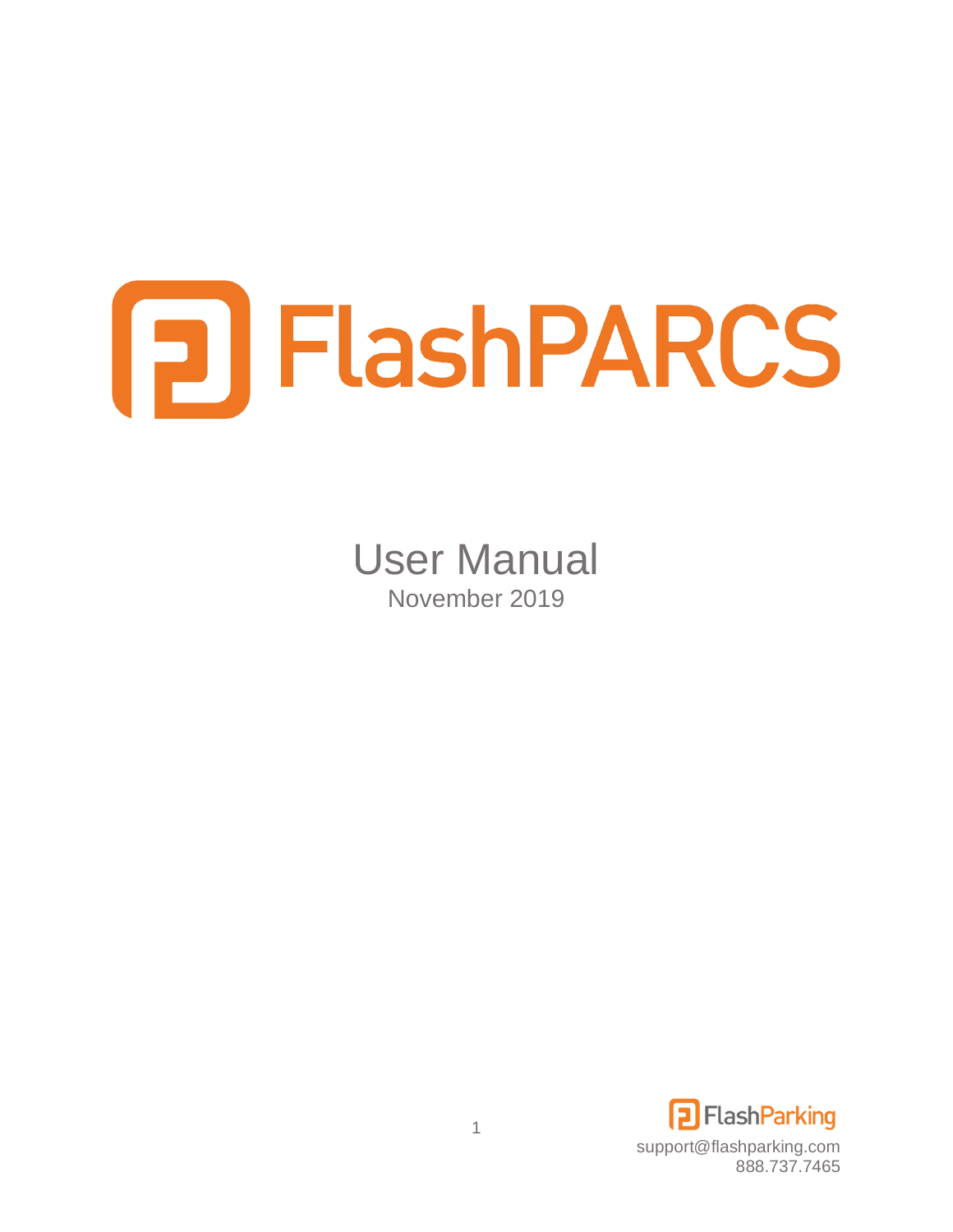# FlashPARCS

## User Manual

November 2019

FlashParking

support@flashparking.com
888.737.7465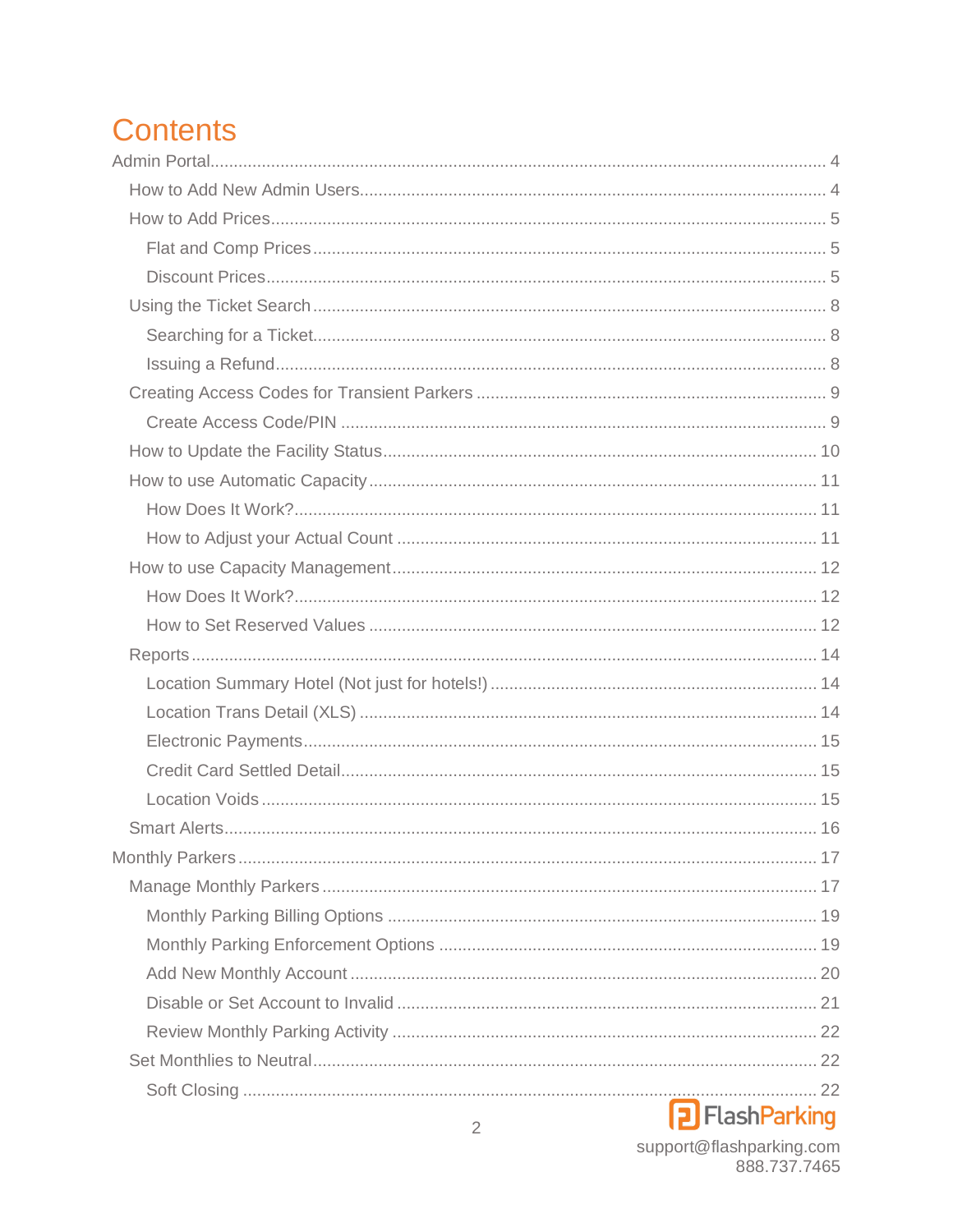# Contents

- Admin Portal ..... 4
  - How to Add New Admin Users ..... 4
  - How to Add Prices ..... 5
    - Flat and Comp Prices ..... 5
    - Discount Prices ..... 5
  - Using the Ticket Search ..... 8
    - Searching for a Ticket ..... 8
    - Issuing a Refund ..... 8
  - Creating Access Codes for Transient Parkers ..... 9
    - Create Access Code/PIN ..... 9
  - How to Update the Facility Status ..... 10
  - How to use Automatic Capacity ..... 11
    - How Does It Work? ..... 11
    - How to Adjust your Actual Count ..... 11
  - How to use Capacity Management ..... 12
    - How Does It Work? ..... 12
    - How to Set Reserved Values ..... 12
  - Reports ..... 14
    - Location Summary Hotel (Not just for hotels!) ..... 14
    - Location Trans Detail (XLS) ..... 14
    - Electronic Payments ..... 15
    - Credit Card Settled Detail ..... 15
    - Location Voids ..... 15
  - Smart Alerts ..... 16
- Monthly Parkers ..... 17
  - Manage Monthly Parkers ..... 17
    - Monthly Parking Billing Options ..... 19
    - Monthly Parking Enforcement Options ..... 19
    - Add New Monthly Account ..... 20
    - Disable or Set Account to Invalid ..... 21
    - Review Monthly Parking Activity ..... 22
  - Set Monthlies to Neutral ..... 22
    - Soft Closing ..... 22

FlashParking
support@flashparking.com
888.737.7465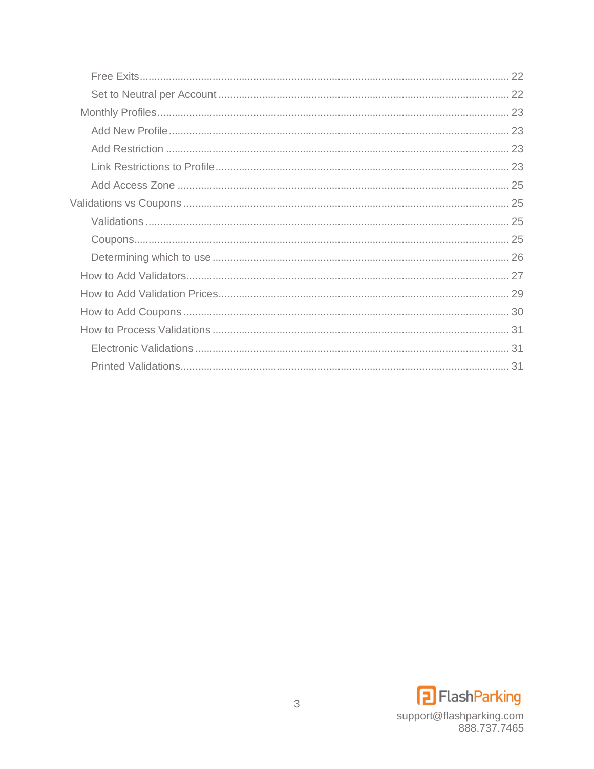- Free Exits ... 22
- Set to Neutral per Account ... 22
- Monthly Profiles ... 23
  - Add New Profile ... 23
  - Add Restriction ... 23
  - Link Restrictions to Profile ... 23
  - Add Access Zone ... 25
- Validations vs Coupons ... 25
  - Validations ... 25
  - Coupons ... 25
  - Determining which to use ... 26
- How to Add Validators ... 27
- How to Add Validation Prices ... 29
- How to Add Coupons ... 30
- How to Process Validations ... 31
  - Electronic Validations ... 31
  - Printed Validations ... 31

FlashParking
support@flashparking.com
888.737.7465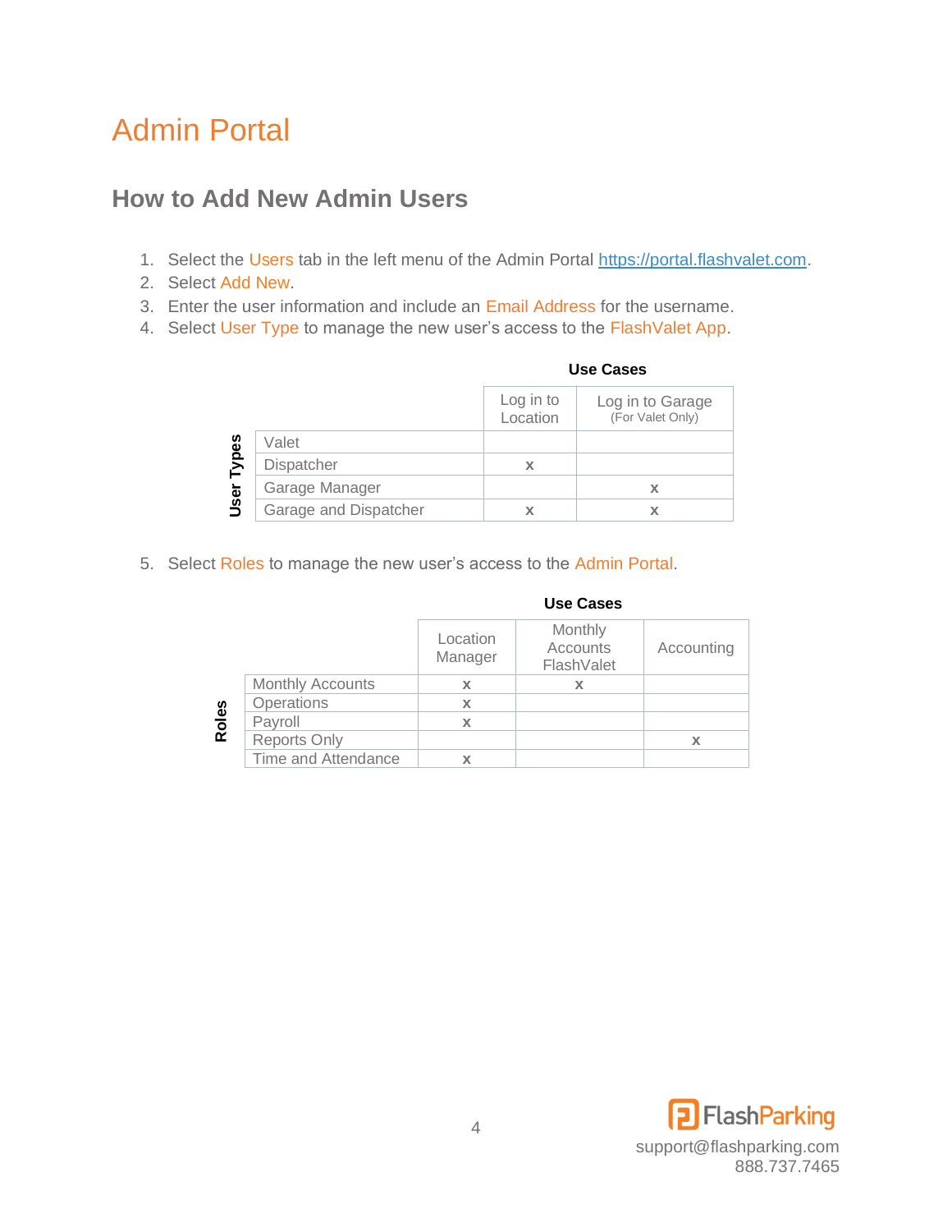# Admin Portal

## How to Add New Admin Users

1. Select the Users tab in the left menu of the Admin Portal [https://portal.flashvalet.com](https://portal.flashvalet.com).
2. Select Add New.
3. Enter the user information and include an Email Address for the username.
4. Select User Type to manage the new user's access to the FlashValet App.

| User Types | Log in to Location | Log in to Garage (For Valet Only) |
|---|---|---|
| Valet | | |
| Dispatcher | x | |
| Garage Manager | | x |
| Garage and Dispatcher | x | x |

5. Select Roles to manage the new user's access to the Admin Portal.

| Roles | Location Manager | Monthly Accounts FlashValet | Accounting |
|---|---|---|---|
| Monthly Accounts | x | x | |
| Operations | x | | |
| Payroll | x | | |
| Reports Only | | | x |
| Time and Attendance | x | | |

support@flashparking.com
888.737.7465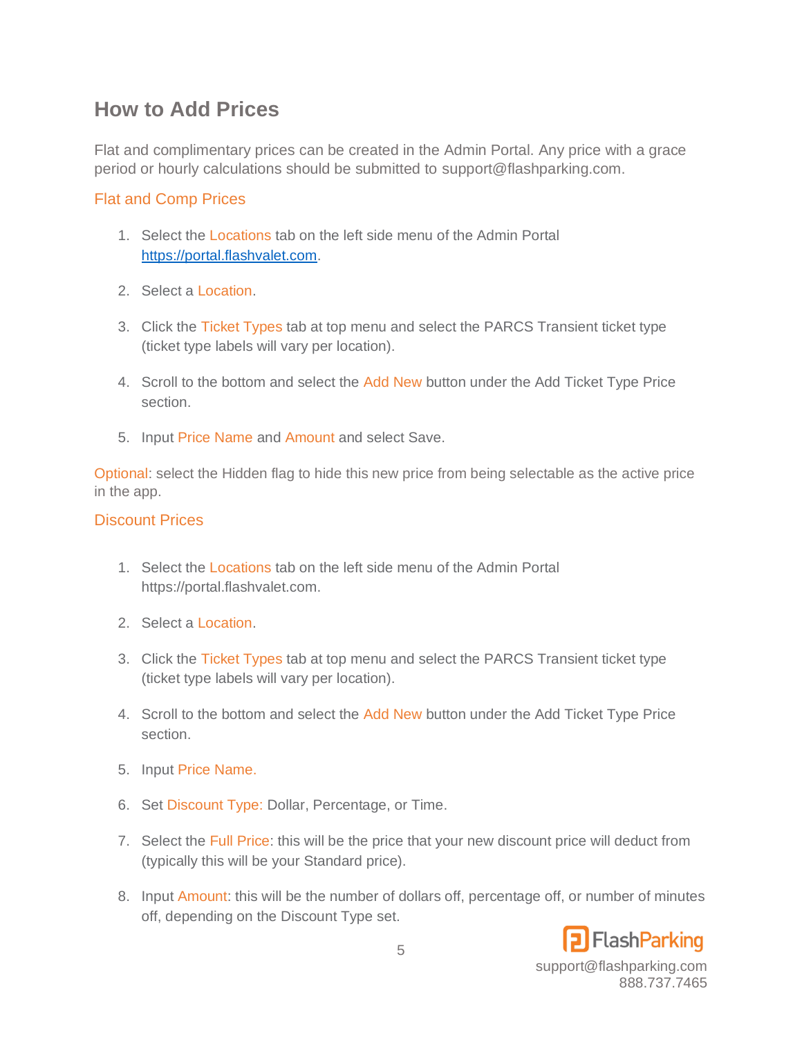## How to Add Prices

Flat and complimentary prices can be created in the Admin Portal. Any price with a grace period or hourly calculations should be submitted to support@flashparking.com.

### Flat and Comp Prices

1. Select the Locations tab on the left side menu of the Admin Portal https://portal.flashvalet.com.
2. Select a Location.
3. Click the Ticket Types tab at top menu and select the PARCS Transient ticket type (ticket type labels will vary per location).
4. Scroll to the bottom and select the Add New button under the Add Ticket Type Price section.
5. Input Price Name and Amount and select Save.

Optional: select the Hidden flag to hide this new price from being selectable as the active price in the app.

### Discount Prices

1. Select the Locations tab on the left side menu of the Admin Portal https://portal.flashvalet.com.
2. Select a Location.
3. Click the Ticket Types tab at top menu and select the PARCS Transient ticket type (ticket type labels will vary per location).
4. Scroll to the bottom and select the Add New button under the Add Ticket Type Price section.
5. Input Price Name.
6. Set Discount Type: Dollar, Percentage, or Time.
7. Select the Full Price: this will be the price that your new discount price will deduct from (typically this will be your Standard price).
8. Input Amount: this will be the number of dollars off, percentage off, or number of minutes off, depending on the Discount Type set.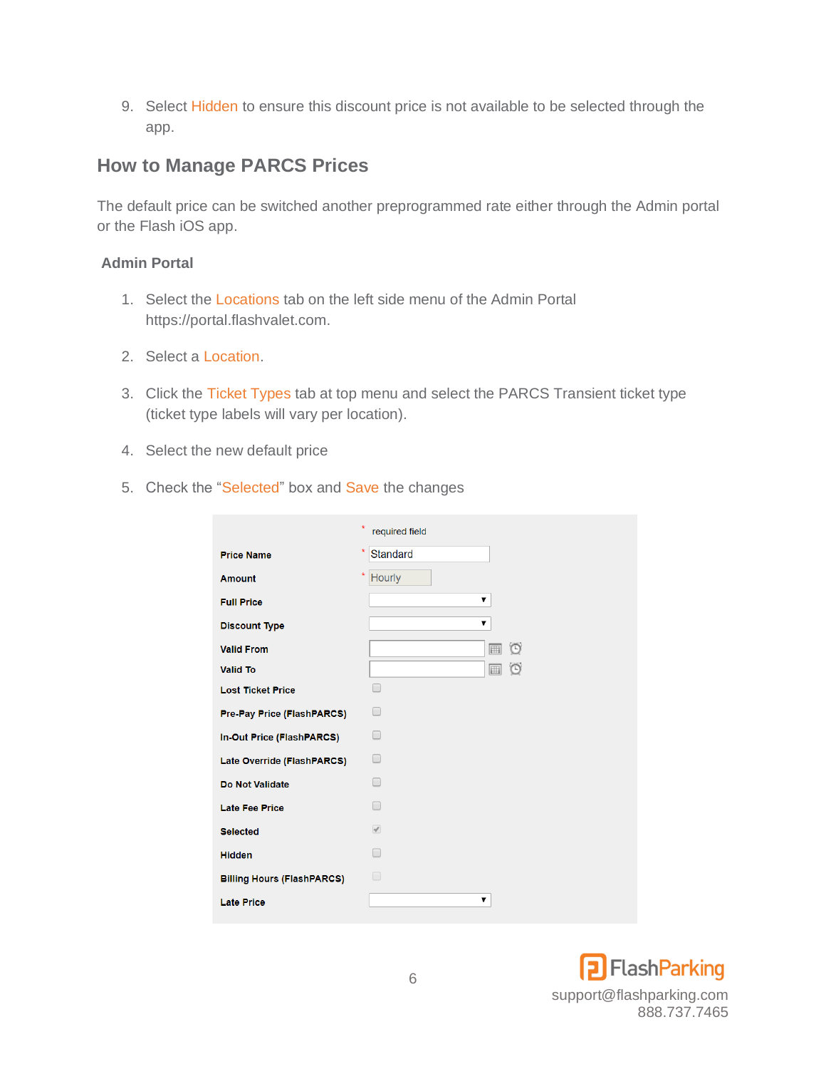9. Select Hidden to ensure this discount price is not available to be selected through the app.

## How to Manage PARCS Prices

The default price can be switched another preprogrammed rate either through the Admin portal or the Flash iOS app.

### Admin Portal

1. Select the Locations tab on the left side menu of the Admin Portal https://portal.flashvalet.com.
2. Select a Location.
3. Click the Ticket Types tab at top menu and select the PARCS Transient ticket type (ticket type labels will vary per location).
4. Select the new default price
5. Check the "Selected" box and Save the changes

| Field | * required field |
|---|---|
| Price Name | * Standard |
| Amount | * Hourly |
| Full Price | |
| Discount Type | |
| Valid From | |
| Valid To | |
| Lost Ticket Price | ☐ |
| Pre-Pay Price (FlashPARCS) | ☐ |
| In-Out Price (FlashPARCS) | ☐ |
| Late Override (FlashPARCS) | ☐ |
| Do Not Validate | ☐ |
| Late Fee Price | ☐ |
| Selected | ☑ |
| Hidden | ☐ |
| Billing Hours (FlashPARCS) | ☐ |
| Late Price | |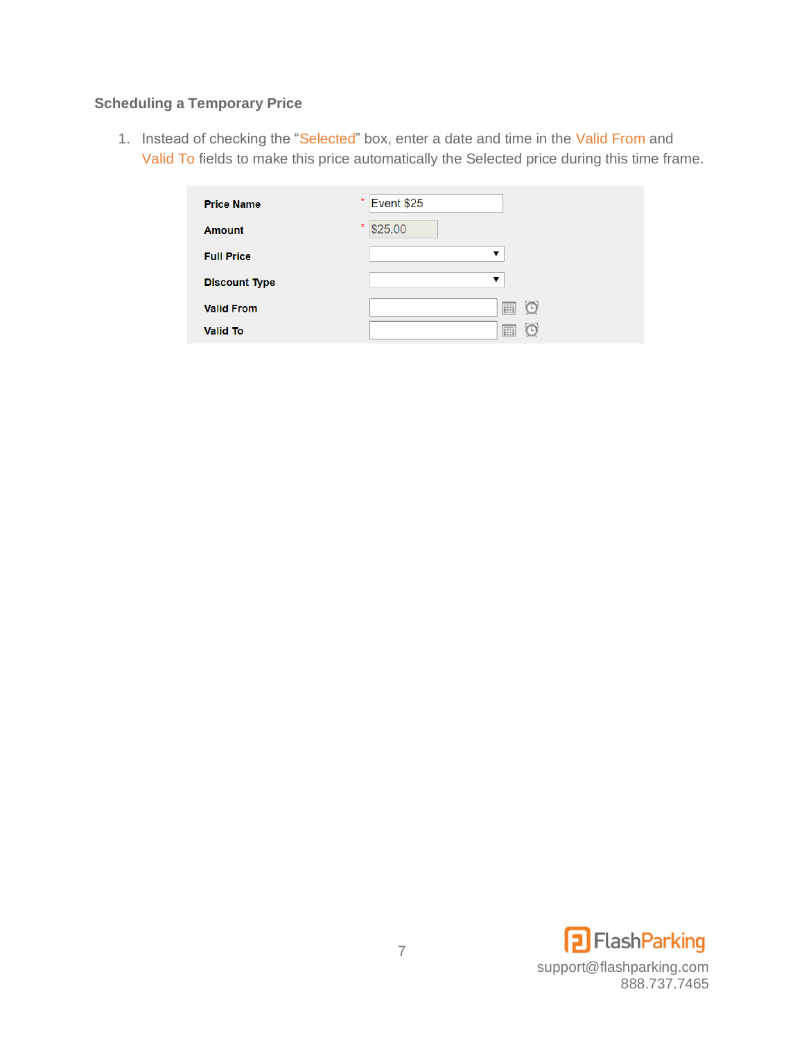### Scheduling a Temporary Price

1. Instead of checking the "Selected" box, enter a date and time in the Valid From and Valid To fields to make this price automatically the Selected price during this time frame.

| | | |
|---|---|---|
| Price Name | * | Event $25 |
| Amount | * | $25.00 |
| Full Price | | |
| Discount Type | | |
| Valid From | | |
| Valid To | | |

support@flashparking.com
888.737.7465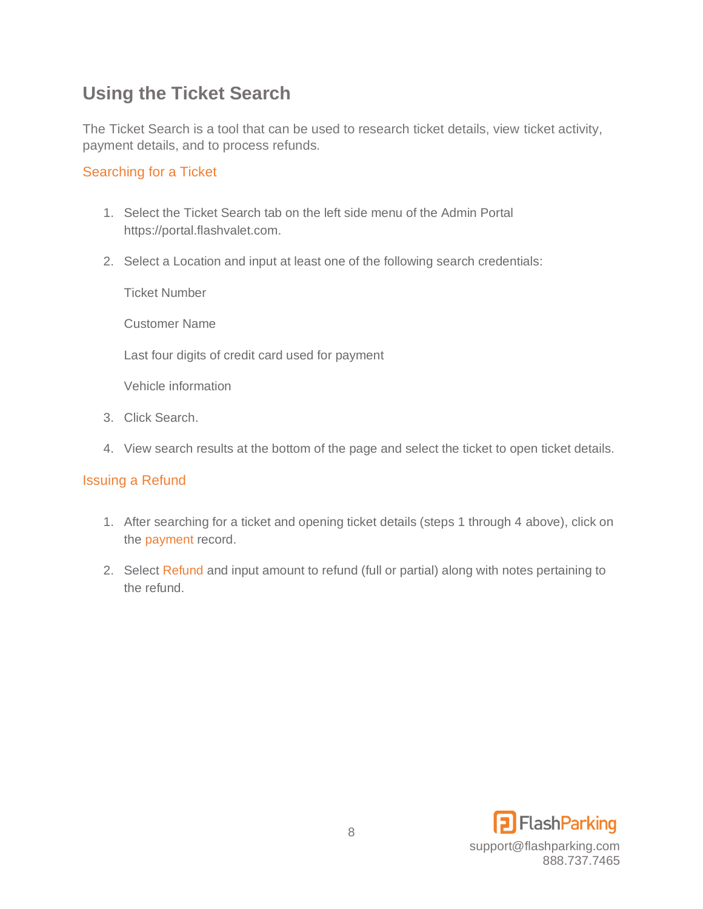## Using the Ticket Search

The Ticket Search is a tool that can be used to research ticket details, view ticket activity, payment details, and to process refunds.

### Searching for a Ticket

1. Select the Ticket Search tab on the left side menu of the Admin Portal https://portal.flashvalet.com.
2. Select a Location and input at least one of the following search credentials:

   Ticket Number

   Customer Name

   Last four digits of credit card used for payment

   Vehicle information

3. Click Search.
4. View search results at the bottom of the page and select the ticket to open ticket details.

### Issuing a Refund

1. After searching for a ticket and opening ticket details (steps 1 through 4 above), click on the payment record.
2. Select Refund and input amount to refund (full or partial) along with notes pertaining to the refund.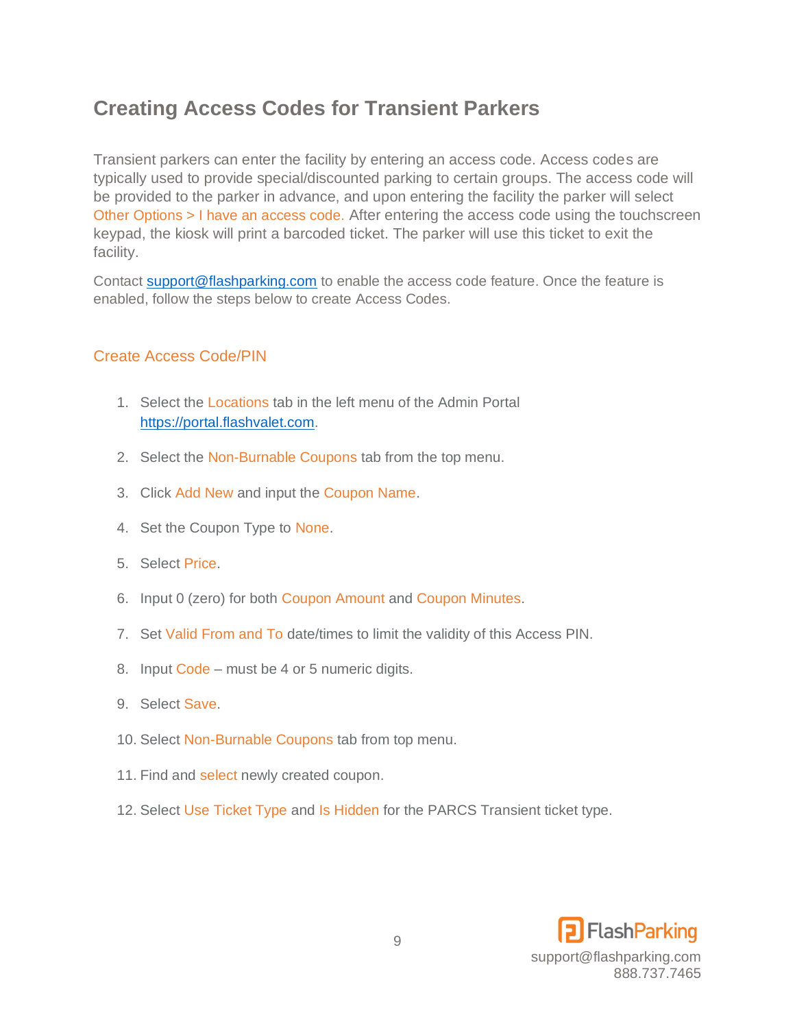# Creating Access Codes for Transient Parkers

Transient parkers can enter the facility by entering an access code. Access codes are typically used to provide special/discounted parking to certain groups. The access code will be provided to the parker in advance, and upon entering the facility the parker will select Other Options > I have an access code. After entering the access code using the touchscreen keypad, the kiosk will print a barcoded ticket. The parker will use this ticket to exit the facility.

Contact support@flashparking.com to enable the access code feature. Once the feature is enabled, follow the steps below to create Access Codes.

## Create Access Code/PIN

1. Select the Locations tab in the left menu of the Admin Portal https://portal.flashvalet.com.
2. Select the Non-Burnable Coupons tab from the top menu.
3. Click Add New and input the Coupon Name.
4. Set the Coupon Type to None.
5. Select Price.
6. Input 0 (zero) for both Coupon Amount and Coupon Minutes.
7. Set Valid From and To date/times to limit the validity of this Access PIN.
8. Input Code – must be 4 or 5 numeric digits.
9. Select Save.
10. Select Non-Burnable Coupons tab from top menu.
11. Find and select newly created coupon.
12. Select Use Ticket Type and Is Hidden for the PARCS Transient ticket type.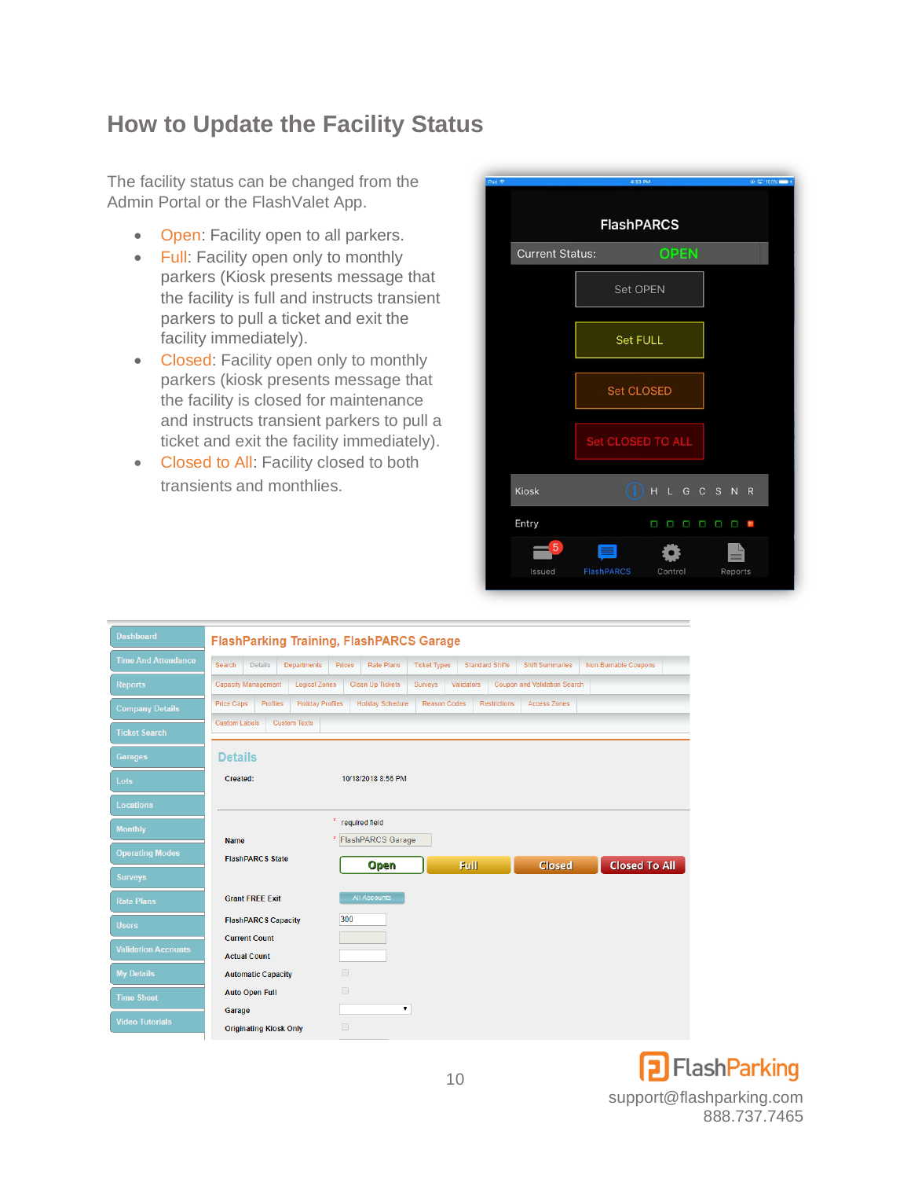# How to Update the Facility Status

The facility status can be changed from the Admin Portal or the FlashValet App.

- Open: Facility open to all parkers.
- Full: Facility open only to monthly parkers (Kiosk presents message that the facility is full and instructs transient parkers to pull a ticket and exit the facility immediately).
- Closed: Facility open only to monthly parkers (kiosk presents message that the facility is closed for maintenance and instructs transient parkers to pull a ticket and exit the facility immediately).
- Closed to All: Facility closed to both transients and monthlies.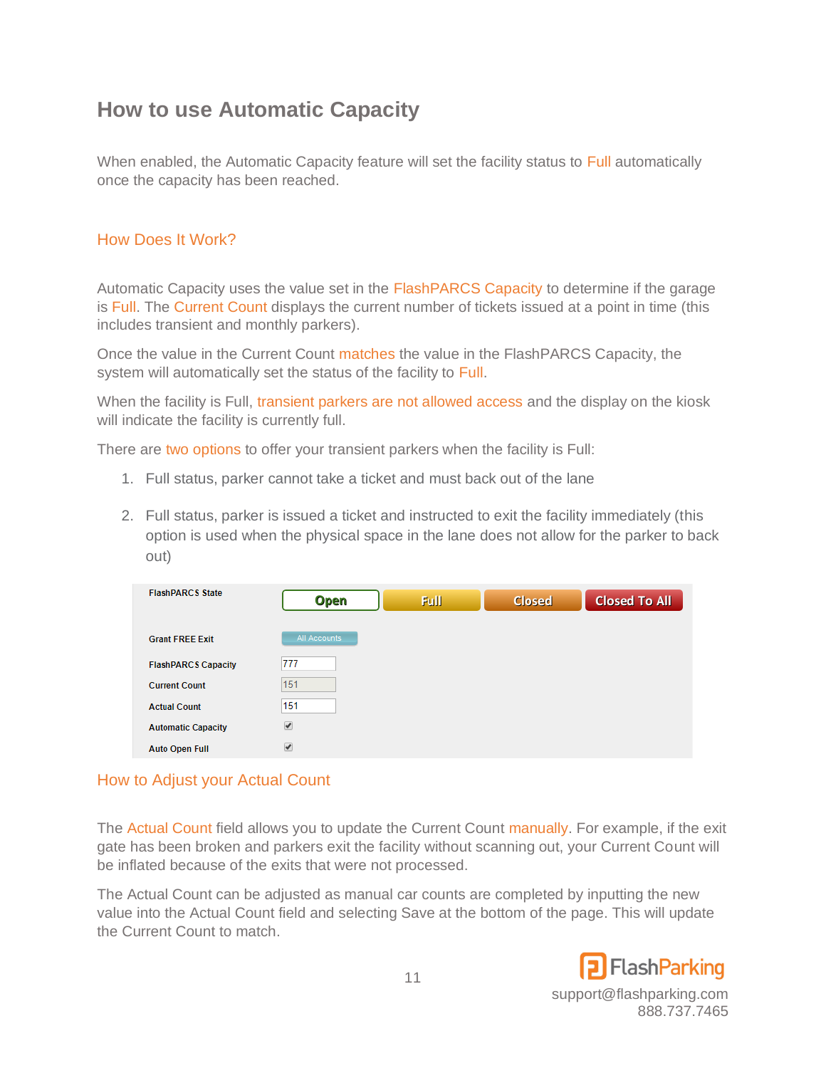# How to use Automatic Capacity

When enabled, the Automatic Capacity feature will set the facility status to Full automatically once the capacity has been reached.

## How Does It Work?

Automatic Capacity uses the value set in the FlashPARCS Capacity to determine if the garage is Full. The Current Count displays the current number of tickets issued at a point in time (this includes transient and monthly parkers).

Once the value in the Current Count matches the value in the FlashPARCS Capacity, the system will automatically set the status of the facility to Full.

When the facility is Full, transient parkers are not allowed access and the display on the kiosk will indicate the facility is currently full.

There are two options to offer your transient parkers when the facility is Full:

1. Full status, parker cannot take a ticket and must back out of the lane
2. Full status, parker is issued a ticket and instructed to exit the facility immediately (this option is used when the physical space in the lane does not allow for the parker to back out)

| | |
|---|---|
| FlashPARCS State | Open / Full / Closed / Closed To All |
| Grant FREE Exit | All Accounts |
| FlashPARCS Capacity | 777 |
| Current Count | 151 |
| Actual Count | 151 |
| Automatic Capacity | ✔ |
| Auto Open Full | ✔ |

## How to Adjust your Actual Count

The Actual Count field allows you to update the Current Count manually. For example, if the exit gate has been broken and parkers exit the facility without scanning out, your Current Count will be inflated because of the exits that were not processed.

The Actual Count can be adjusted as manual car counts are completed by inputting the new value into the Actual Count field and selecting Save at the bottom of the page. This will update the Current Count to match.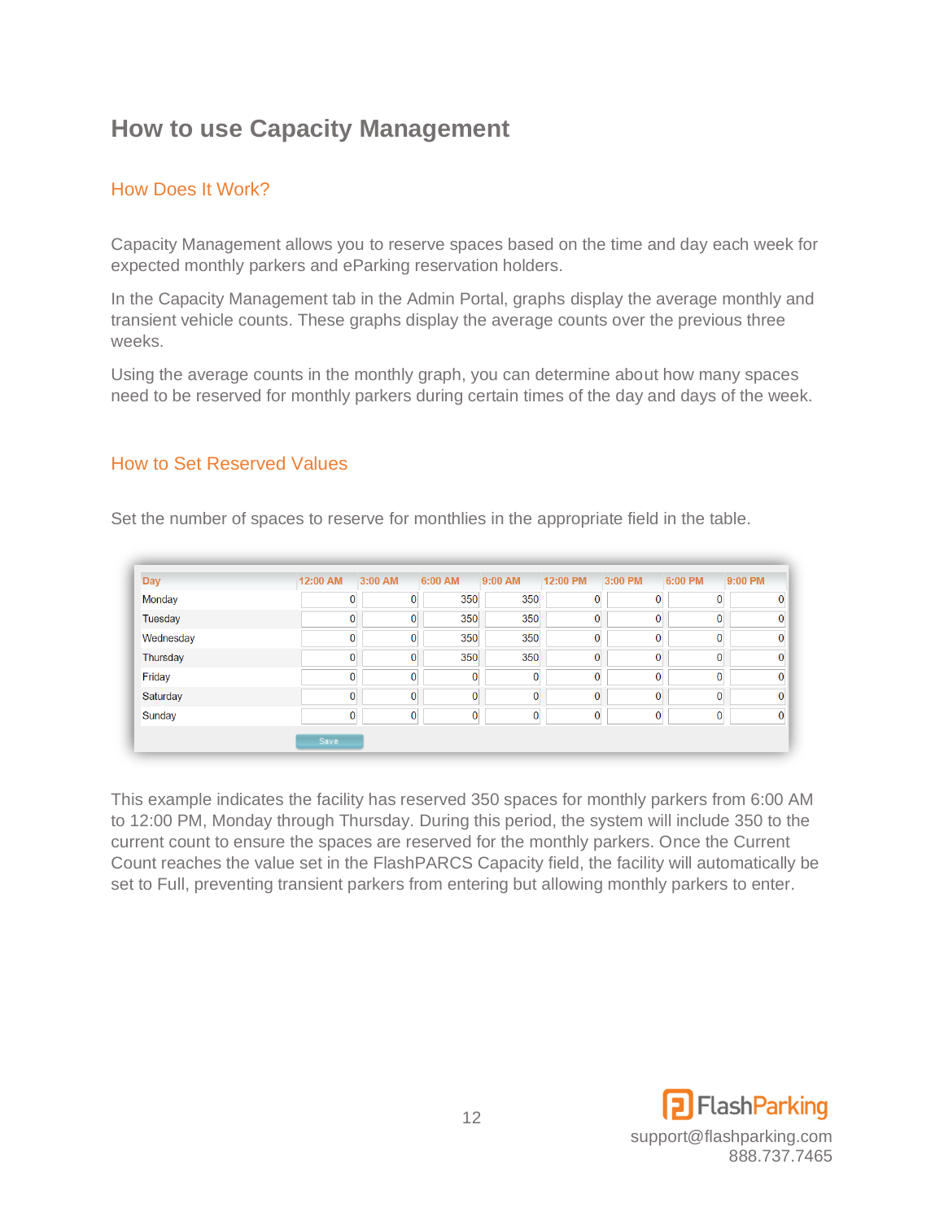# How to use Capacity Management

## How Does It Work?

Capacity Management allows you to reserve spaces based on the time and day each week for expected monthly parkers and eParking reservation holders.

In the Capacity Management tab in the Admin Portal, graphs display the average monthly and transient vehicle counts. These graphs display the average counts over the previous three weeks.

Using the average counts in the monthly graph, you can determine about how many spaces need to be reserved for monthly parkers during certain times of the day and days of the week.

## How to Set Reserved Values

Set the number of spaces to reserve for monthlies in the appropriate field in the table.

| Day | 12:00 AM | 3:00 AM | 6:00 AM | 9:00 AM | 12:00 PM | 3:00 PM | 6:00 PM | 9:00 PM |
|---|---|---|---|---|---|---|---|---|
| Monday | 0 | 0 | 350 | 350 | 0 | 0 | 0 | 0 |
| Tuesday | 0 | 0 | 350 | 350 | 0 | 0 | 0 | 0 |
| Wednesday | 0 | 0 | 350 | 350 | 0 | 0 | 0 | 0 |
| Thursday | 0 | 0 | 350 | 350 | 0 | 0 | 0 | 0 |
| Friday | 0 | 0 | 0 | 0 | 0 | 0 | 0 | 0 |
| Saturday | 0 | 0 | 0 | 0 | 0 | 0 | 0 | 0 |
| Sunday | 0 | 0 | 0 | 0 | 0 | 0 | 0 | 0 |

Save

This example indicates the facility has reserved 350 spaces for monthly parkers from 6:00 AM to 12:00 PM, Monday through Thursday. During this period, the system will include 350 to the current count to ensure the spaces are reserved for the monthly parkers. Once the Current Count reaches the value set in the FlashPARCS Capacity field, the facility will automatically be set to Full, preventing transient parkers from entering but allowing monthly parkers to enter.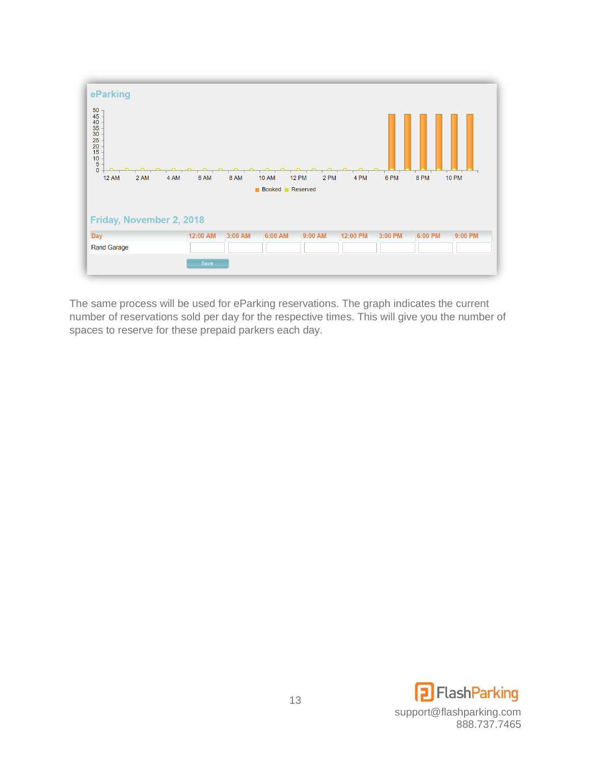**ePark­ing**

**Friday, November 2, 2018**

| Day | 12:00 AM | 3:00 AM | 6:00 AM | 9:00 AM | 12:00 PM | 3:00 PM | 6:00 PM | 9:00 PM |
|---|---|---|---|---|---|---|---|---|
| Rand Garage | | | | | | | | |

Save

The same process will be used for eParking reservations. The graph indicates the current number of reservations sold per day for the respective times. This will give you the number of spaces to reserve for these prepaid parkers each day.

FlashParking
support@flashparking.com
888.737.7465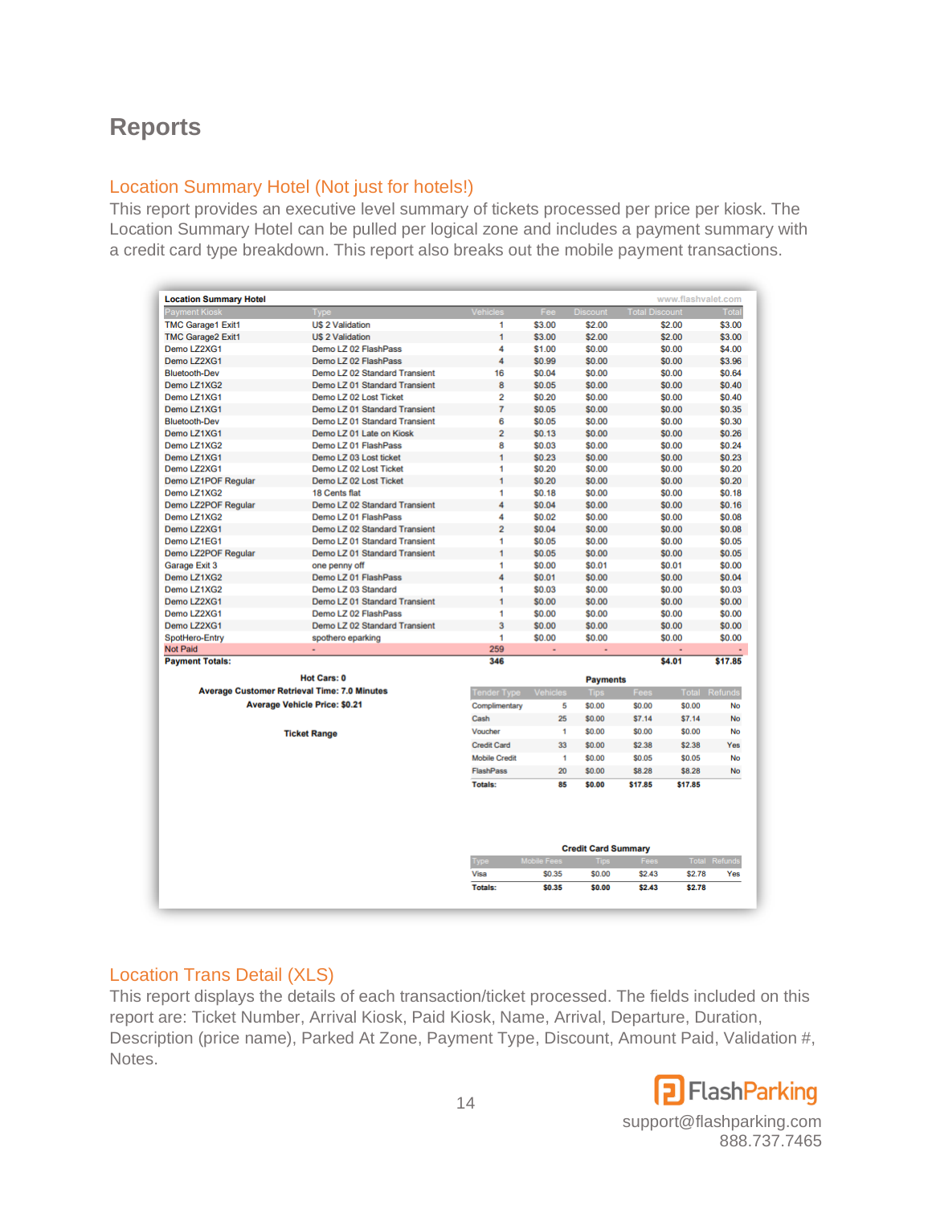# Reports

## Location Summary Hotel (Not just for hotels!)

This report provides an executive level summary of tickets processed per price per kiosk. The Location Summary Hotel can be pulled per logical zone and includes a payment summary with a credit card type breakdown. This report also breaks out the mobile payment transactions.

**Location Summary Hotel** www.flashvalet.com

| Payment Kiosk | Type | Vehicles | Fee | Discount | Total Discount | Total |
|---|---|---|---|---|---|---|
| TMC Garage1 Exit1 | US 2 Validation | 1 | $3.00 | $2.00 | $2.00 | $3.00 |
| TMC Garage2 Exit1 | US 2 Validation | 1 | $3.00 | $2.00 | $2.00 | $3.00 |
| Demo LZ2XG1 | Demo LZ 02 FlashPass | 4 | $1.00 | $0.00 | $0.00 | $4.00 |
| Demo LZ2XG1 | Demo LZ 02 FlashPass | 4 | $0.99 | $0.00 | $0.00 | $3.96 |
| Bluetooth-Dev | Demo LZ 02 Standard Transient | 16 | $0.04 | $0.00 | $0.00 | $0.64 |
| Demo LZ1XG2 | Demo LZ 01 Standard Transient | 8 | $0.05 | $0.00 | $0.00 | $0.40 |
| Demo LZ1XG1 | Demo LZ 02 Lost Ticket | 2 | $0.20 | $0.00 | $0.00 | $0.40 |
| Demo LZ1XG1 | Demo LZ 01 Standard Transient | 7 | $0.05 | $0.00 | $0.00 | $0.35 |
| Bluetooth-Dev | Demo LZ 01 Standard Transient | 6 | $0.05 | $0.00 | $0.00 | $0.30 |
| Demo LZ1XG1 | Demo LZ 01 Late on Kiosk | 2 | $0.13 | $0.00 | $0.00 | $0.26 |
| Demo LZ1XG2 | Demo LZ 01 FlashPass | 8 | $0.03 | $0.00 | $0.00 | $0.24 |
| Demo LZ1XG1 | Demo LZ 03 Lost ticket | 1 | $0.23 | $0.00 | $0.00 | $0.23 |
| Demo LZ2XG1 | Demo LZ 02 Lost Ticket | 1 | $0.20 | $0.00 | $0.00 | $0.20 |
| Demo LZ1POF Regular | Demo LZ 02 Lost Ticket | 1 | $0.20 | $0.00 | $0.00 | $0.20 |
| Demo LZ1XG2 | 18 Cents flat | 1 | $0.18 | $0.00 | $0.00 | $0.18 |
| Demo LZ2POF Regular | Demo LZ 02 Standard Transient | 4 | $0.04 | $0.00 | $0.00 | $0.16 |
| Demo LZ1XG2 | Demo LZ 01 FlashPass | 4 | $0.02 | $0.00 | $0.00 | $0.08 |
| Demo LZ2XG1 | Demo LZ 02 Standard Transient | 2 | $0.04 | $0.00 | $0.00 | $0.08 |
| Demo LZ1EG1 | Demo LZ 01 Standard Transient | 1 | $0.05 | $0.00 | $0.00 | $0.05 |
| Demo LZ2POF Regular | Demo LZ 01 Standard Transient | 1 | $0.05 | $0.00 | $0.00 | $0.05 |
| Garage Exit 3 | one penny off | 1 | $0.00 | $0.01 | $0.01 | $0.00 |
| Demo LZ1XG2 | Demo LZ 01 FlashPass | 4 | $0.01 | $0.00 | $0.00 | $0.04 |
| Demo LZ1XG2 | Demo LZ 03 Standard | 1 | $0.03 | $0.00 | $0.00 | $0.03 |
| Demo LZ2XG1 | Demo LZ 01 Standard Transient | 1 | $0.00 | $0.00 | $0.00 | $0.00 |
| Demo LZ2XG1 | Demo LZ 02 FlashPass | 1 | $0.00 | $0.00 | $0.00 | $0.00 |
| Demo LZ2XG1 | Demo LZ 02 Standard Transient | 3 | $0.00 | $0.00 | $0.00 | $0.00 |
| SpotHero-Entry | spothero eparking | 1 | $0.00 | $0.00 | $0.00 | $0.00 |
| Not Paid | - | 259 | - | - | - | - |
| **Payment Totals:** | | **346** | | | **$4.01** | **$17.85** |

**Hot Cars: 0**

**Average Customer Retrieval Time: 7.0 Minutes**

**Average Vehicle Price: $0.21**

**Ticket Range**

**Payments**

| Tender Type | Vehicles | Tips | Fees | Total | Refunds |
|---|---|---|---|---|---|
| Complimentary | 5 | $0.00 | $0.00 | $0.00 | No |
| Cash | 25 | $0.00 | $7.14 | $7.14 | No |
| Voucher | 1 | $0.00 | $0.00 | $0.00 | No |
| Credit Card | 33 | $0.00 | $2.38 | $2.38 | Yes |
| Mobile Credit | 1 | $0.00 | $0.05 | $0.05 | No |
| FlashPass | 20 | $0.00 | $8.28 | $8.28 | No |
| **Totals:** | **85** | **$0.00** | **$17.85** | **$17.85** | |

**Credit Card Summary**

| Type | Mobile Fees | Tips | Fees | Total | Refunds |
|---|---|---|---|---|---|
| Visa | $0.35 | $0.00 | $2.43 | $2.78 | Yes |
| **Totals:** | **$0.35** | **$0.00** | **$2.43** | **$2.78** | |

## Location Trans Detail (XLS)

This report displays the details of each transaction/ticket processed. The fields included on this report are: Ticket Number, Arrival Kiosk, Paid Kiosk, Name, Arrival, Departure, Duration, Description (price name), Parked At Zone, Payment Type, Discount, Amount Paid, Validation #, Notes.

support@flashparking.com
888.737.7465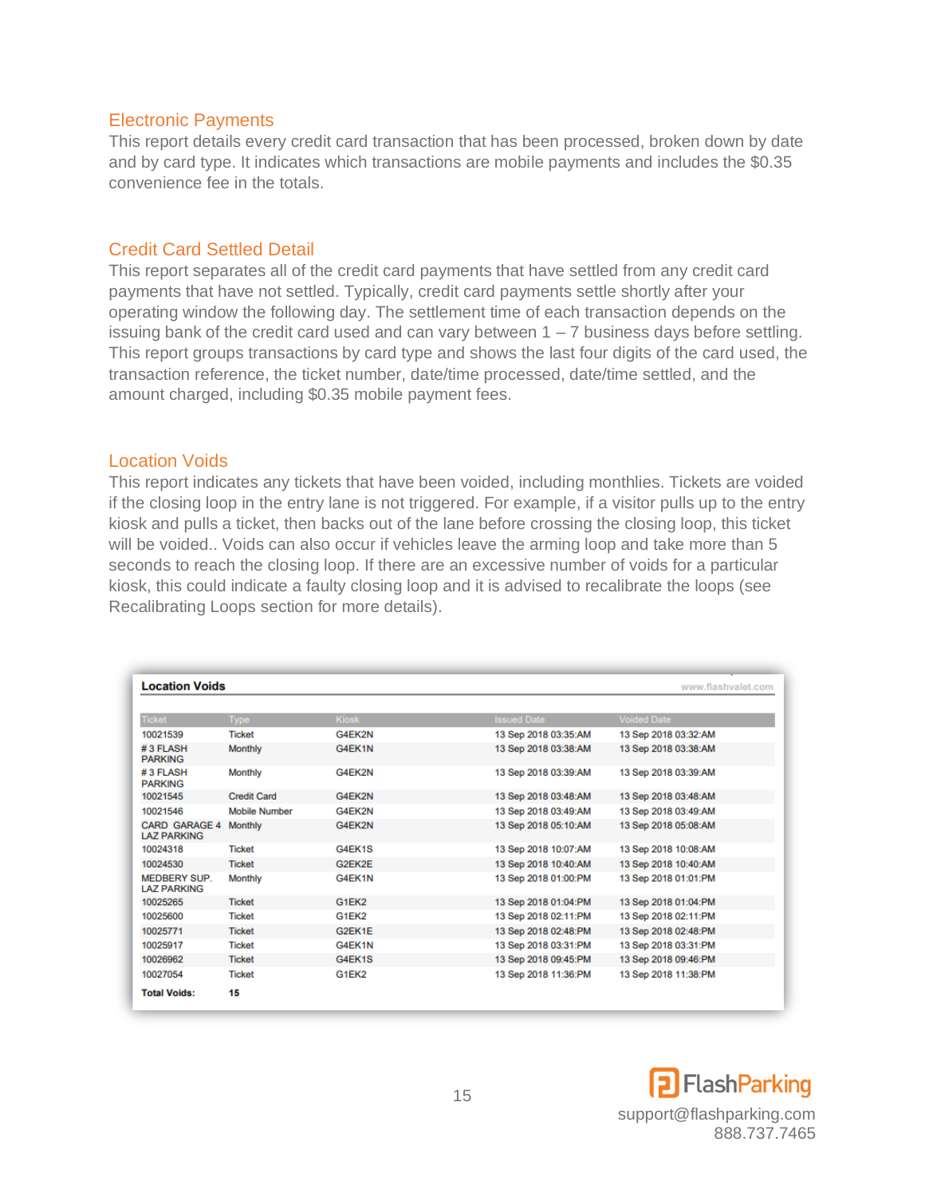## Electronic Payments

This report details every credit card transaction that has been processed, broken down by date and by card type. It indicates which transactions are mobile payments and includes the $0.35 convenience fee in the totals.

## Credit Card Settled Detail

This report separates all of the credit card payments that have settled from any credit card payments that have not settled. Typically, credit card payments settle shortly after your operating window the following day. The settlement time of each transaction depends on the issuing bank of the credit card used and can vary between 1 – 7 business days before settling. This report groups transactions by card type and shows the last four digits of the card used, the transaction reference, the ticket number, date/time processed, date/time settled, and the amount charged, including $0.35 mobile payment fees.

## Location Voids

This report indicates any tickets that have been voided, including monthlies. Tickets are voided if the closing loop in the entry lane is not triggered. For example, if a visitor pulls up to the entry kiosk and pulls a ticket, then backs out of the lane before crossing the closing loop, this ticket will be voided.. Voids can also occur if vehicles leave the arming loop and take more than 5 seconds to reach the closing loop. If there are an excessive number of voids for a particular kiosk, this could indicate a faulty closing loop and it is advised to recalibrate the loops (see Recalibrating Loops section for more details).

**Location Voids** www.flashvalet.com

| Ticket | Type | Kiosk | Issued Date | Voided Date |
|---|---|---|---|---|
| 10021539 | Ticket | G4EK2N | 13 Sep 2018 03:35:AM | 13 Sep 2018 03:32:AM |
| # 3 FLASH PARKING | Monthly | G4EK1N | 13 Sep 2018 03:38:AM | 13 Sep 2018 03:38:AM |
| # 3 FLASH PARKING | Monthly | G4EK2N | 13 Sep 2018 03:39:AM | 13 Sep 2018 03:39:AM |
| 10021545 | Credit Card | G4EK2N | 13 Sep 2018 03:48:AM | 13 Sep 2018 03:48:AM |
| 10021546 | Mobile Number | G4EK2N | 13 Sep 2018 03:49:AM | 13 Sep 2018 03:49:AM |
| CARD GARAGE 4 LAZ PARKING | Monthly | G4EK2N | 13 Sep 2018 05:10:AM | 13 Sep 2018 05:08:AM |
| 10024318 | Ticket | G4EK1S | 13 Sep 2018 10:07:AM | 13 Sep 2018 10:08:AM |
| 10024530 | Ticket | G2EK2E | 13 Sep 2018 10:40:AM | 13 Sep 2018 10:40:AM |
| MEDBERY SUP. LAZ PARKING | Monthly | G4EK1N | 13 Sep 2018 01:00:PM | 13 Sep 2018 01:01:PM |
| 10025265 | Ticket | G1EK2 | 13 Sep 2018 01:04:PM | 13 Sep 2018 01:04:PM |
| 10025600 | Ticket | G1EK2 | 13 Sep 2018 02:11:PM | 13 Sep 2018 02:11:PM |
| 10025771 | Ticket | G2EK1E | 13 Sep 2018 02:48:PM | 13 Sep 2018 02:48:PM |
| 10025917 | Ticket | G4EK1N | 13 Sep 2018 03:31:PM | 13 Sep 2018 03:31:PM |
| 10026962 | Ticket | G4EK1S | 13 Sep 2018 09:45:PM | 13 Sep 2018 09:46:PM |
| 10027054 | Ticket | G1EK2 | 13 Sep 2018 11:36:PM | 13 Sep 2018 11:38:PM |
| **Total Voids:** | **15** | | | |

support@flashparking.com
888.737.7465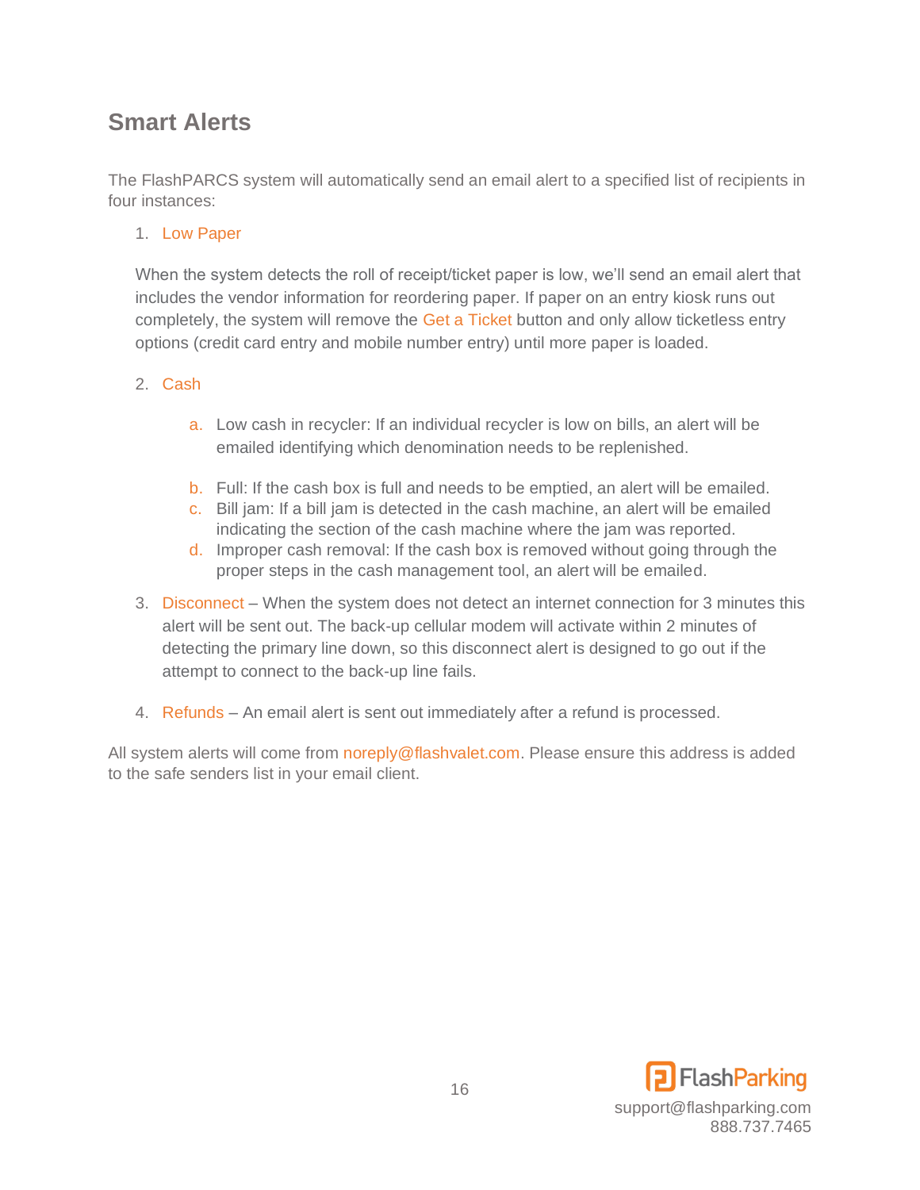## Smart Alerts

The FlashPARCS system will automatically send an email alert to a specified list of recipients in four instances:

1. Low Paper

   When the system detects the roll of receipt/ticket paper is low, we'll send an email alert that includes the vendor information for reordering paper. If paper on an entry kiosk runs out completely, the system will remove the Get a Ticket button and only allow ticketless entry options (credit card entry and mobile number entry) until more paper is loaded.

2. Cash

   a. Low cash in recycler: If an individual recycler is low on bills, an alert will be emailed identifying which denomination needs to be replenished.
   b. Full: If the cash box is full and needs to be emptied, an alert will be emailed.
   c. Bill jam: If a bill jam is detected in the cash machine, an alert will be emailed indicating the section of the cash machine where the jam was reported.
   d. Improper cash removal: If the cash box is removed without going through the proper steps in the cash management tool, an alert will be emailed.

3. Disconnect – When the system does not detect an internet connection for 3 minutes this alert will be sent out. The back-up cellular modem will activate within 2 minutes of detecting the primary line down, so this disconnect alert is designed to go out if the attempt to connect to the back-up line fails.

4. Refunds – An email alert is sent out immediately after a refund is processed.

All system alerts will come from noreply@flashvalet.com. Please ensure this address is added to the safe senders list in your email client.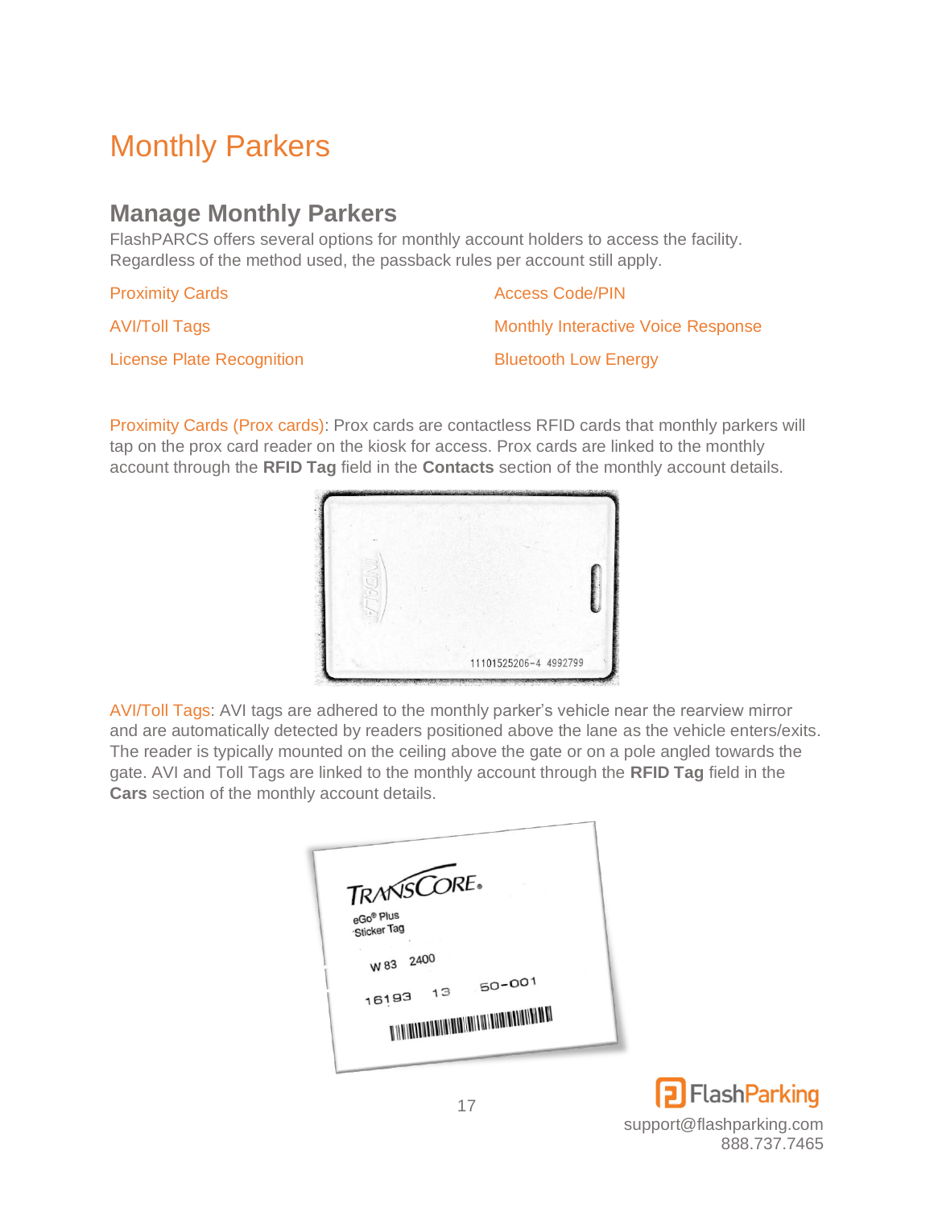# Monthly Parkers

## Manage Monthly Parkers

FlashPARCS offers several options for monthly account holders to access the facility. Regardless of the method used, the passback rules per account still apply.

- Proximity Cards
- AVI/Toll Tags
- License Plate Recognition
- Access Code/PIN
- Monthly Interactive Voice Response
- Bluetooth Low Energy

Proximity Cards (Prox cards): Prox cards are contactless RFID cards that monthly parkers will tap on the prox card reader on the kiosk for access. Prox cards are linked to the monthly account through the **RFID Tag** field in the **Contacts** section of the monthly account details.

AVI/Toll Tags: AVI tags are adhered to the monthly parker's vehicle near the rearview mirror and are automatically detected by readers positioned above the lane as the vehicle enters/exits. The reader is typically mounted on the ceiling above the gate or on a pole angled towards the gate. AVI and Toll Tags are linked to the monthly account through the **RFID Tag** field in the **Cars** section of the monthly account details.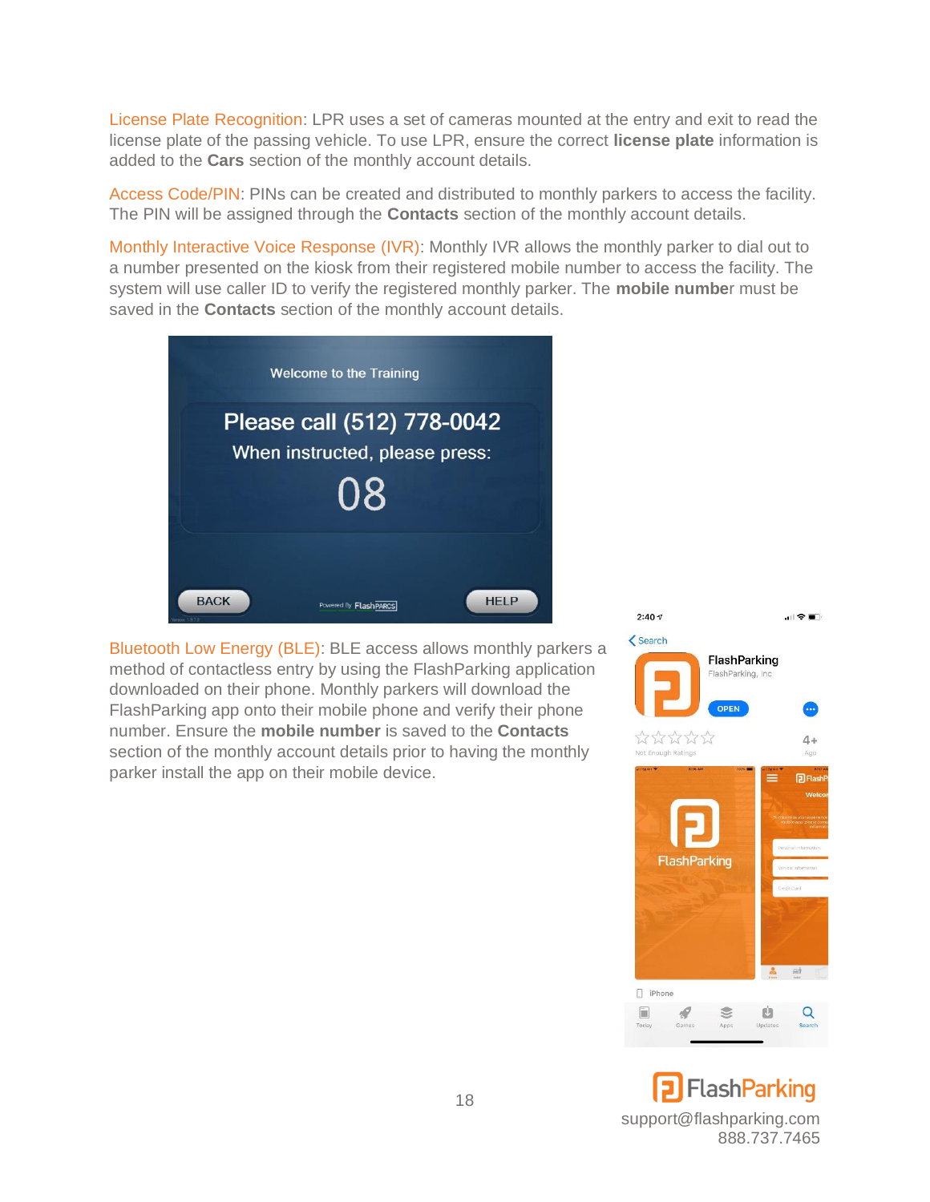License Plate Recognition: LPR uses a set of cameras mounted at the entry and exit to read the license plate of the passing vehicle. To use LPR, ensure the correct **license plate** information is added to the **Cars** section of the monthly account details.

Access Code/PIN: PINs can be created and distributed to monthly parkers to access the facility. The PIN will be assigned through the **Contacts** section of the monthly account details.

Monthly Interactive Voice Response (IVR): Monthly IVR allows the monthly parker to dial out to a number presented on the kiosk from their registered mobile number to access the facility. The system will use caller ID to verify the registered monthly parker. The **mobile number** must be saved in the **Contacts** section of the monthly account details.

Bluetooth Low Energy (BLE): BLE access allows monthly parkers a method of contactless entry by using the FlashParking application downloaded on their phone. Monthly parkers will download the FlashParking app onto their mobile phone and verify their phone number. Ensure the **mobile number** is saved to the **Contacts** section of the monthly account details prior to having the monthly parker install the app on their mobile device.

FlashParking
support@flashparking.com
888.737.7465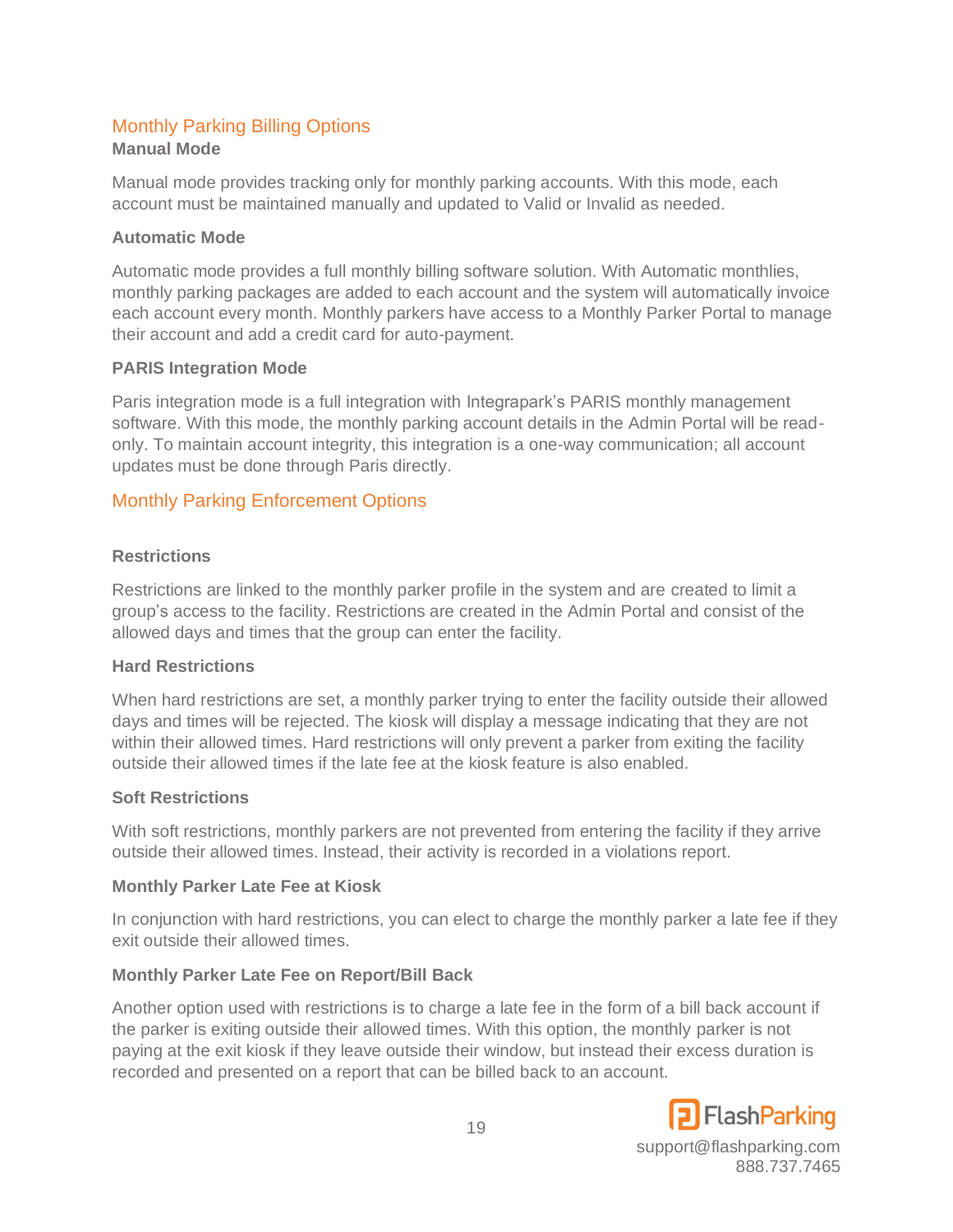## Monthly Parking Billing Options

### Manual Mode

Manual mode provides tracking only for monthly parking accounts. With this mode, each account must be maintained manually and updated to Valid or Invalid as needed.

### Automatic Mode

Automatic mode provides a full monthly billing software solution. With Automatic monthlies, monthly parking packages are added to each account and the system will automatically invoice each account every month. Monthly parkers have access to a Monthly Parker Portal to manage their account and add a credit card for auto-payment.

### PARIS Integration Mode

Paris integration mode is a full integration with Integrapark's PARIS monthly management software. With this mode, the monthly parking account details in the Admin Portal will be read-only. To maintain account integrity, this integration is a one-way communication; all account updates must be done through Paris directly.

## Monthly Parking Enforcement Options

### Restrictions

Restrictions are linked to the monthly parker profile in the system and are created to limit a group's access to the facility. Restrictions are created in the Admin Portal and consist of the allowed days and times that the group can enter the facility.

### Hard Restrictions

When hard restrictions are set, a monthly parker trying to enter the facility outside their allowed days and times will be rejected. The kiosk will display a message indicating that they are not within their allowed times. Hard restrictions will only prevent a parker from exiting the facility outside their allowed times if the late fee at the kiosk feature is also enabled.

### Soft Restrictions

With soft restrictions, monthly parkers are not prevented from entering the facility if they arrive outside their allowed times. Instead, their activity is recorded in a violations report.

### Monthly Parker Late Fee at Kiosk

In conjunction with hard restrictions, you can elect to charge the monthly parker a late fee if they exit outside their allowed times.

### Monthly Parker Late Fee on Report/Bill Back

Another option used with restrictions is to charge a late fee in the form of a bill back account if the parker is exiting outside their allowed times. With this option, the monthly parker is not paying at the exit kiosk if they leave outside their window, but instead their excess duration is recorded and presented on a report that can be billed back to an account.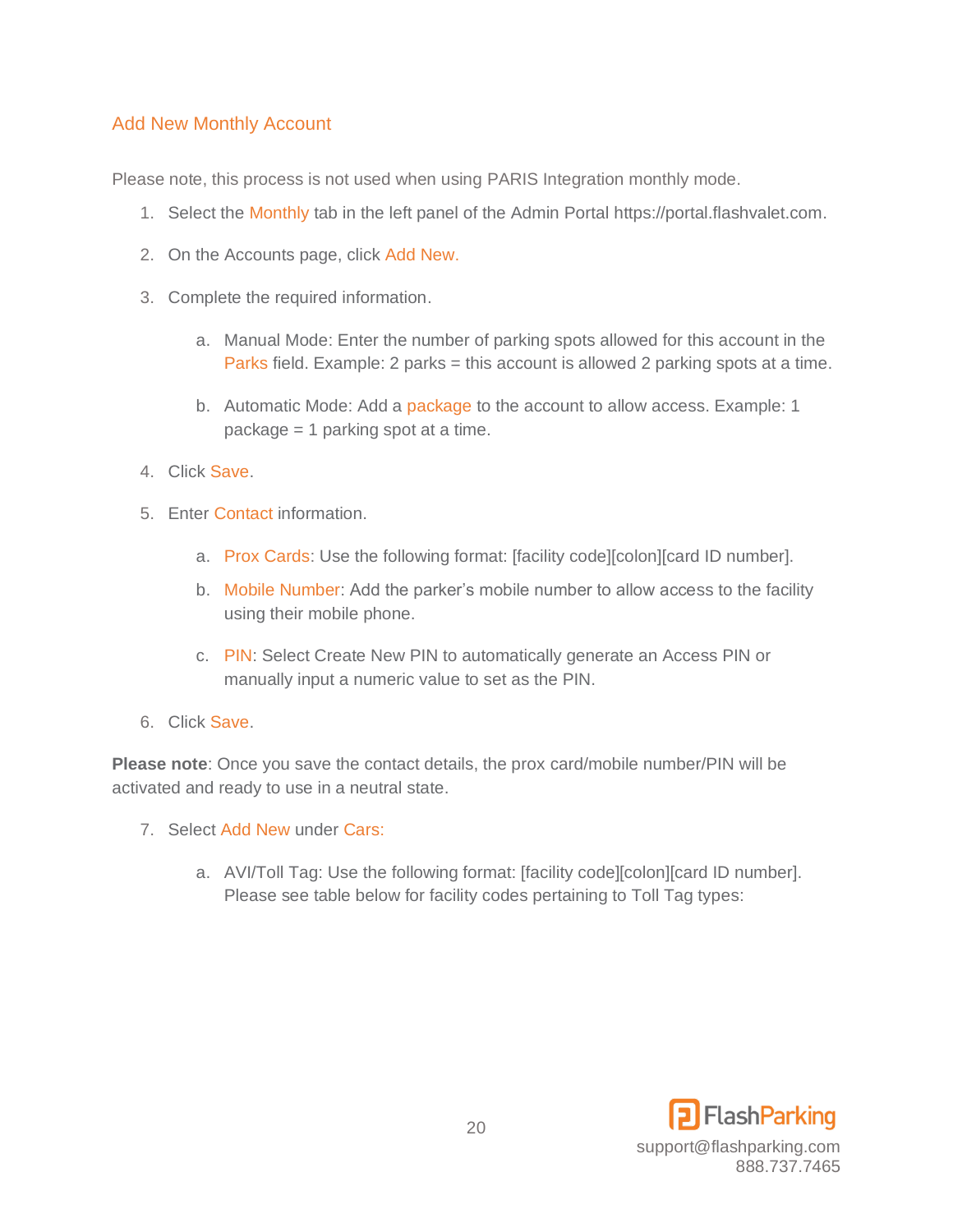## Add New Monthly Account

Please note, this process is not used when using PARIS Integration monthly mode.

1. Select the Monthly tab in the left panel of the Admin Portal https://portal.flashvalet.com.
2. On the Accounts page, click Add New.
3. Complete the required information.
   a. Manual Mode: Enter the number of parking spots allowed for this account in the Parks field. Example: 2 parks = this account is allowed 2 parking spots at a time.
   b. Automatic Mode: Add a package to the account to allow access. Example: 1 package = 1 parking spot at a time.
4. Click Save.
5. Enter Contact information.
   a. Prox Cards: Use the following format: [facility code][colon][card ID number].
   b. Mobile Number: Add the parker's mobile number to allow access to the facility using their mobile phone.
   c. PIN: Select Create New PIN to automatically generate an Access PIN or manually input a numeric value to set as the PIN.
6. Click Save.

**Please note**: Once you save the contact details, the prox card/mobile number/PIN will be activated and ready to use in a neutral state.

7. Select Add New under Cars:
   a. AVI/Toll Tag: Use the following format: [facility code][colon][card ID number]. Please see table below for facility codes pertaining to Toll Tag types: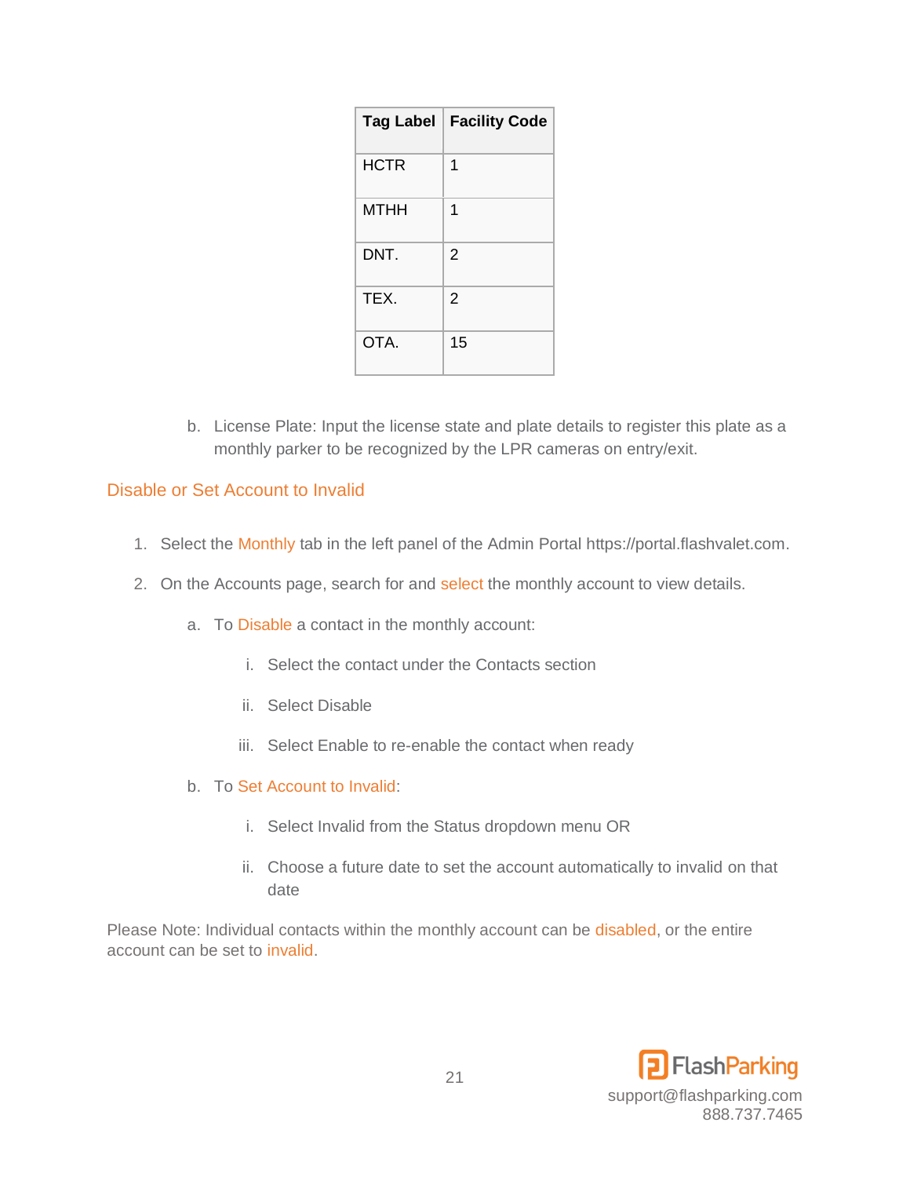| Tag Label | Facility Code |
| --- | --- |
| HCTR | 1 |
| MTHH | 1 |
| DNT. | 2 |
| TEX. | 2 |
| OTA. | 15 |

b. License Plate: Input the license state and plate details to register this plate as a monthly parker to be recognized by the LPR cameras on entry/exit.

## Disable or Set Account to Invalid

1. Select the Monthly tab in the left panel of the Admin Portal https://portal.flashvalet.com.
2. On the Accounts page, search for and select the monthly account to view details.
   a. To Disable a contact in the monthly account:
      i. Select the contact under the Contacts section
      ii. Select Disable
      iii. Select Enable to re-enable the contact when ready
   b. To Set Account to Invalid:
      i. Select Invalid from the Status dropdown menu OR
      ii. Choose a future date to set the account automatically to invalid on that date

Please Note: Individual contacts within the monthly account can be disabled, or the entire account can be set to invalid.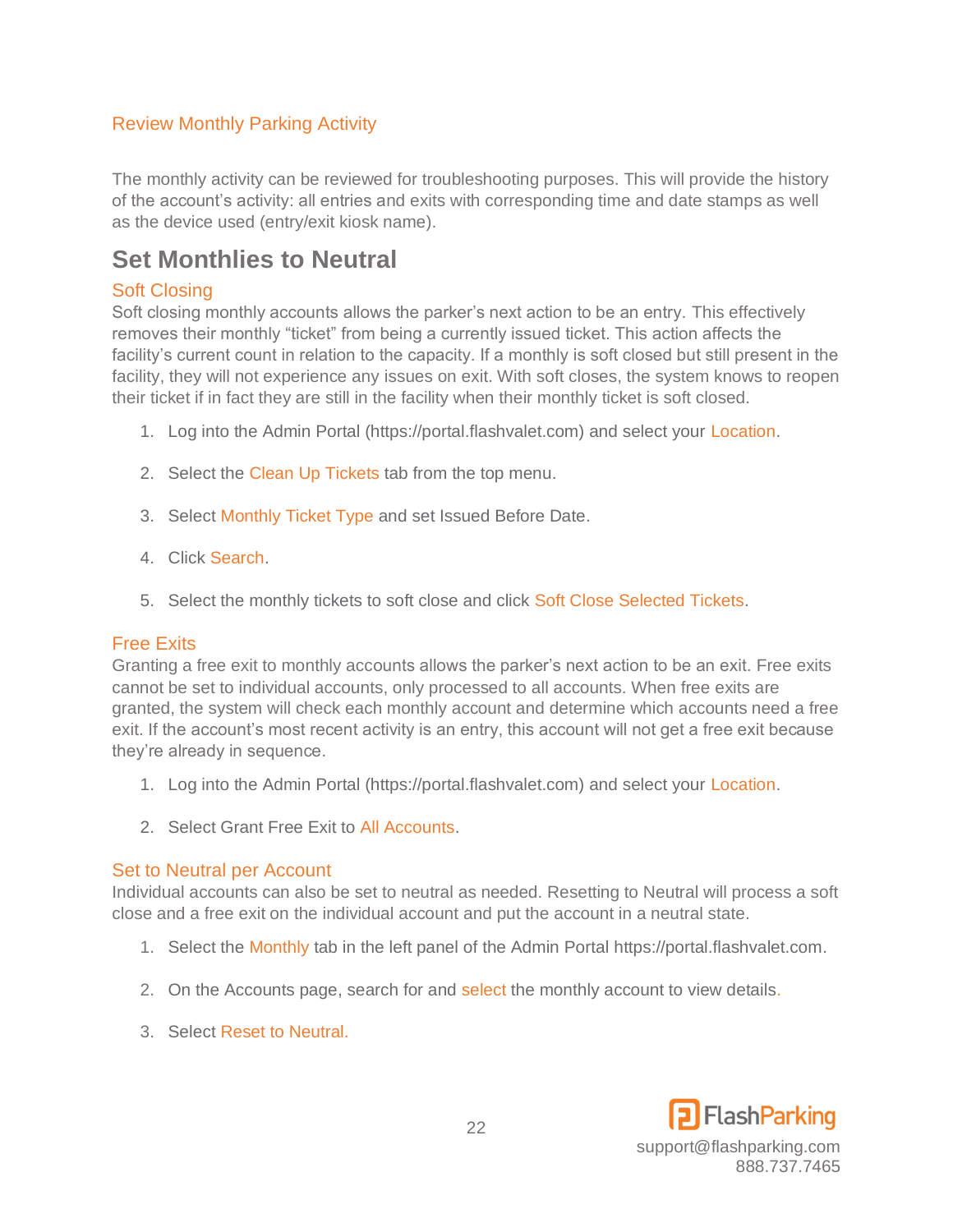### Review Monthly Parking Activity

The monthly activity can be reviewed for troubleshooting purposes. This will provide the history of the account's activity: all entries and exits with corresponding time and date stamps as well as the device used (entry/exit kiosk name).

## Set Monthlies to Neutral

### Soft Closing

Soft closing monthly accounts allows the parker's next action to be an entry. This effectively removes their monthly "ticket" from being a currently issued ticket. This action affects the facility's current count in relation to the capacity. If a monthly is soft closed but still present in the facility, they will not experience any issues on exit. With soft closes, the system knows to reopen their ticket if in fact they are still in the facility when their monthly ticket is soft closed.

1. Log into the Admin Portal (https://portal.flashvalet.com) and select your Location.
2. Select the Clean Up Tickets tab from the top menu.
3. Select Monthly Ticket Type and set Issued Before Date.
4. Click Search.
5. Select the monthly tickets to soft close and click Soft Close Selected Tickets.

### Free Exits

Granting a free exit to monthly accounts allows the parker's next action to be an exit. Free exits cannot be set to individual accounts, only processed to all accounts. When free exits are granted, the system will check each monthly account and determine which accounts need a free exit. If the account's most recent activity is an entry, this account will not get a free exit because they're already in sequence.

1. Log into the Admin Portal (https://portal.flashvalet.com) and select your Location.
2. Select Grant Free Exit to All Accounts.

### Set to Neutral per Account

Individual accounts can also be set to neutral as needed. Resetting to Neutral will process a soft close and a free exit on the individual account and put the account in a neutral state.

1. Select the Monthly tab in the left panel of the Admin Portal https://portal.flashvalet.com.
2. On the Accounts page, search for and select the monthly account to view details.
3. Select Reset to Neutral.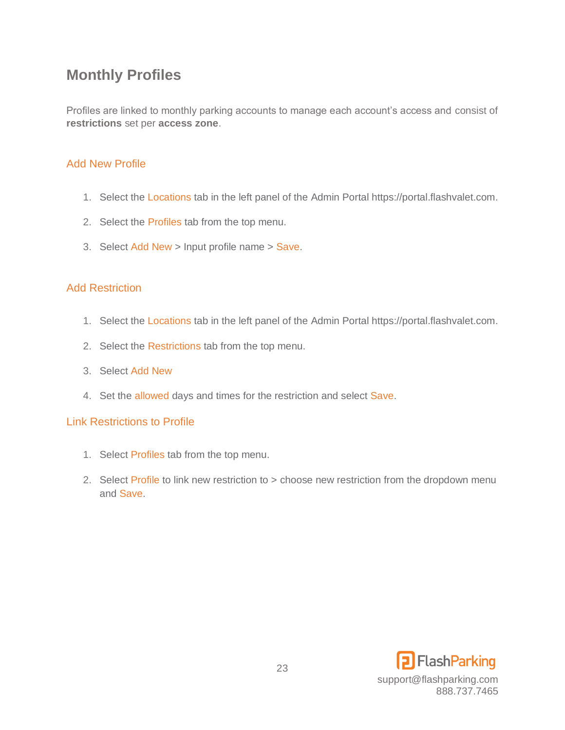# Monthly Profiles

Profiles are linked to monthly parking accounts to manage each account's access and consist of **restrictions** set per **access zone**.

## Add New Profile

1. Select the Locations tab in the left panel of the Admin Portal https://portal.flashvalet.com.
2. Select the Profiles tab from the top menu.
3. Select Add New > Input profile name > Save.

## Add Restriction

1. Select the Locations tab in the left panel of the Admin Portal https://portal.flashvalet.com.
2. Select the Restrictions tab from the top menu.
3. Select Add New
4. Set the allowed days and times for the restriction and select Save.

## Link Restrictions to Profile

1. Select Profiles tab from the top menu.
2. Select Profile to link new restriction to > choose new restriction from the dropdown menu and Save.

FlashParking
support@flashparking.com
888.737.7465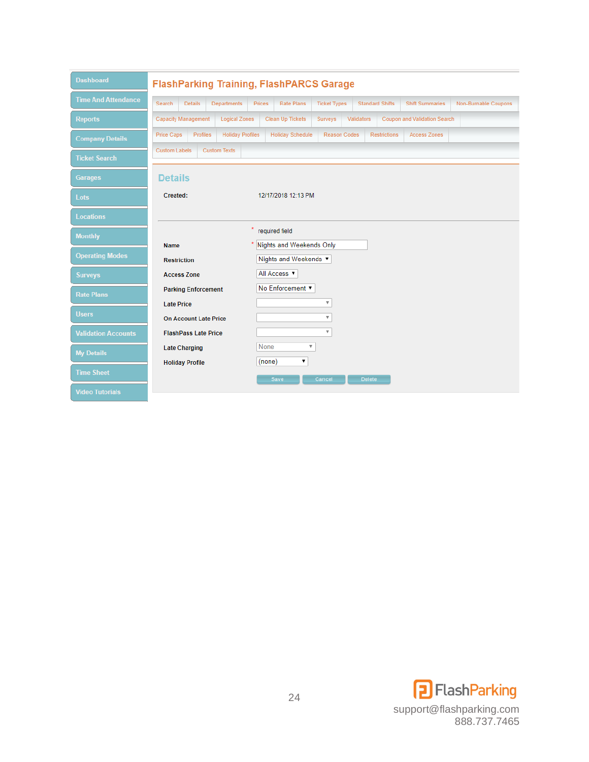Dashboard
Time And Attendance
Reports
Company Details
Ticket Search
Garages
Lots
Locations
Monthly
Operating Modes
Surveys
Rate Plans
Users
Validation Accounts
My Details
Time Sheet
Video Tutorials

## FlashParking Training, FlashPARCS Garage

Search | Details | Departments | Prices | Rate Plans | Ticket Types | Standard Shifts | Shift Summaries | Non-Burnable Coupons
Capacity Management | Logical Zones | Clean Up Tickets | Surveys | Validators | Coupon and Validation Search
Price Caps | Profiles | Holiday Profiles | Holiday Schedule | Reason Codes | Restrictions | Access Zones
Custom Labels | Custom Texts

### Details

**Created:** 12/17/2018 12:13 PM

* required field

| | |
|---|---|
| **Name** * | Nights and Weekends Only |
| **Restriction** | Nights and Weekends |
| **Access Zone** | All Access |
| **Parking Enforcement** | No Enforcement |
| **Late Price** | |
| **On Account Late Price** | |
| **FlashPass Late Price** | |
| **Late Charging** | None |
| **Holiday Profile** | (none) |

Save | Cancel | Delete

FlashParking
support@flashparking.com
888.737.7465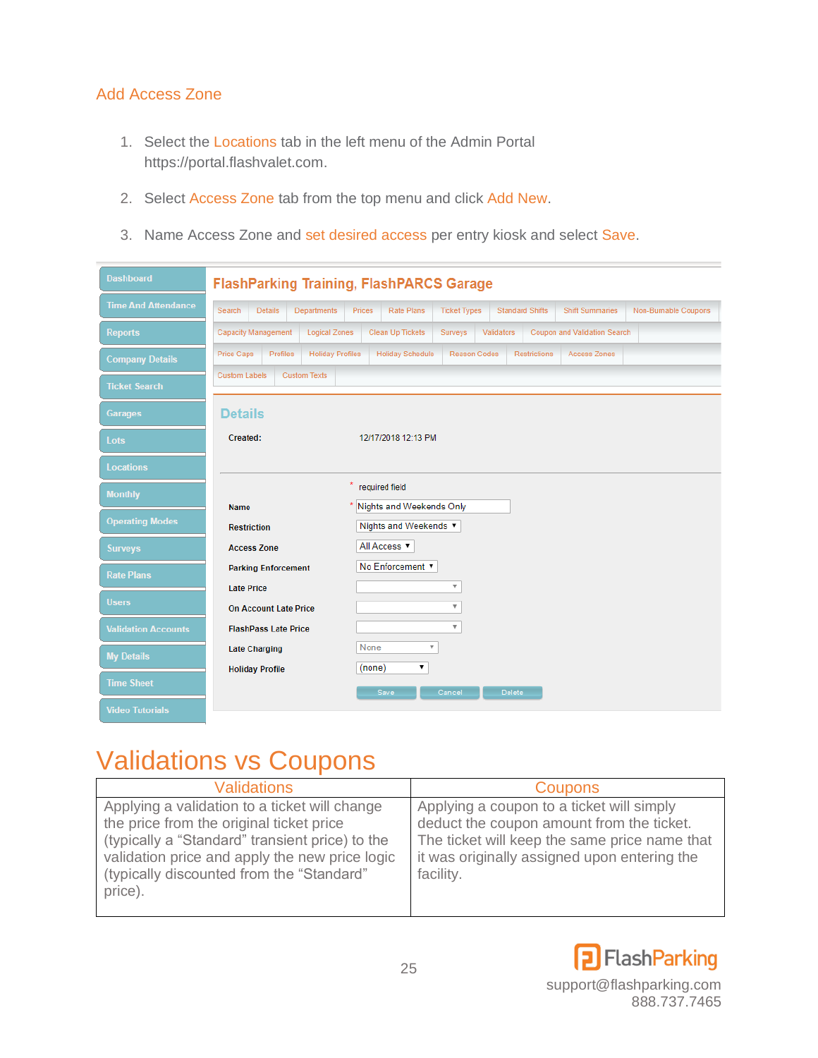## Add Access Zone

1. Select the Locations tab in the left menu of the Admin Portal https://portal.flashvalet.com.
2. Select Access Zone tab from the top menu and click Add New.
3. Name Access Zone and set desired access per entry kiosk and select Save.

# Validations vs Coupons

| Validations | Coupons |
| --- | --- |
| Applying a validation to a ticket will change the price from the original ticket price (typically a "Standard" transient price) to the validation price and apply the new price logic (typically discounted from the "Standard" price). | Applying a coupon to a ticket will simply deduct the coupon amount from the ticket. The ticket will keep the same price name that it was originally assigned upon entering the facility. |

FlashParking
support@flashparking.com
888.737.7465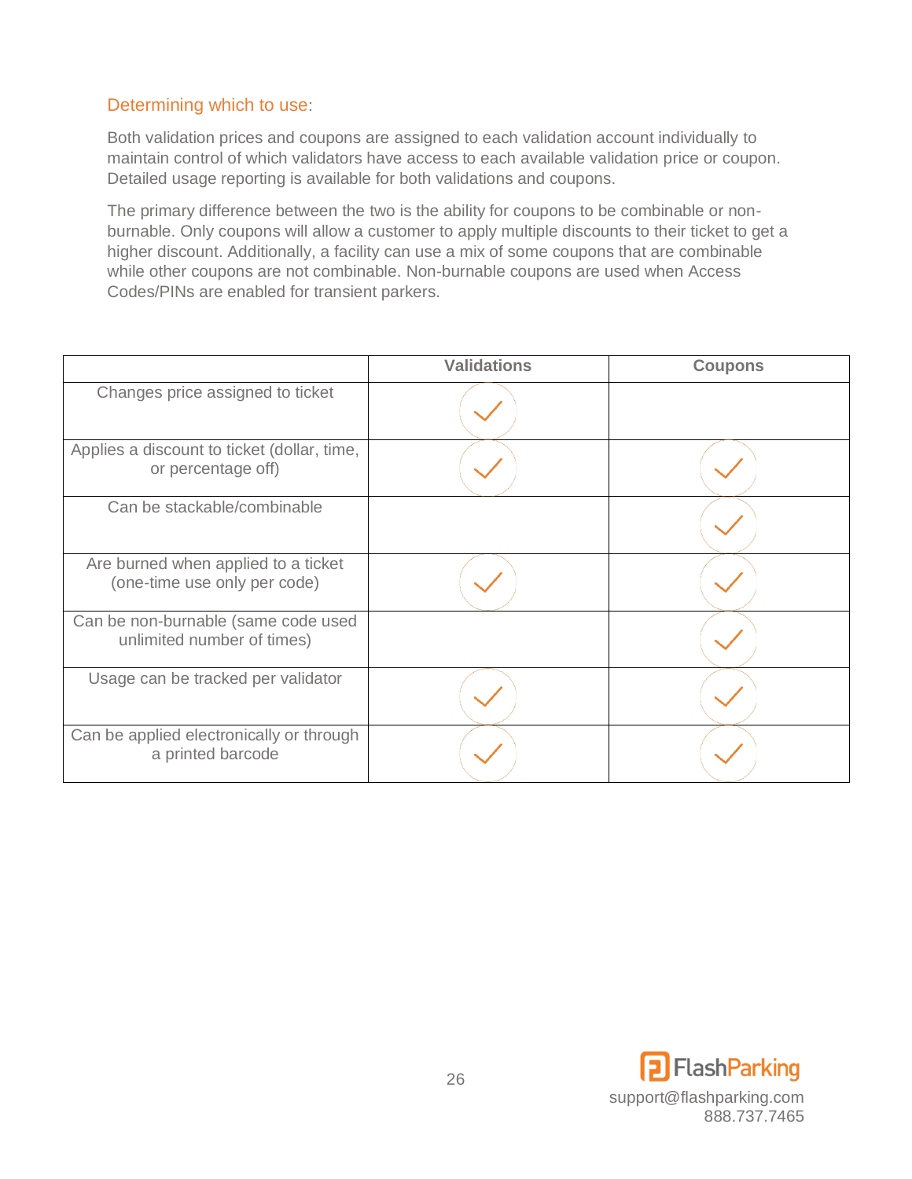### Determining which to use:

Both validation prices and coupons are assigned to each validation account individually to maintain control of which validators have access to each available validation price or coupon. Detailed usage reporting is available for both validations and coupons.

The primary difference between the two is the ability for coupons to be combinable or non-burnable. Only coupons will allow a customer to apply multiple discounts to their ticket to get a higher discount. Additionally, a facility can use a mix of some coupons that are combinable while other coupons are not combinable. Non-burnable coupons are used when Access Codes/PINs are enabled for transient parkers.

| | Validations | Coupons |
|---|---|---|
| Changes price assigned to ticket | ✓ | |
| Applies a discount to ticket (dollar, time, or percentage off) | ✓ | ✓ |
| Can be stackable/combinable | | ✓ |
| Are burned when applied to a ticket (one-time use only per code) | ✓ | ✓ |
| Can be non-burnable (same code used unlimited number of times) | | ✓ |
| Usage can be tracked per validator | ✓ | ✓ |
| Can be applied electronically or through a printed barcode | ✓ | ✓ |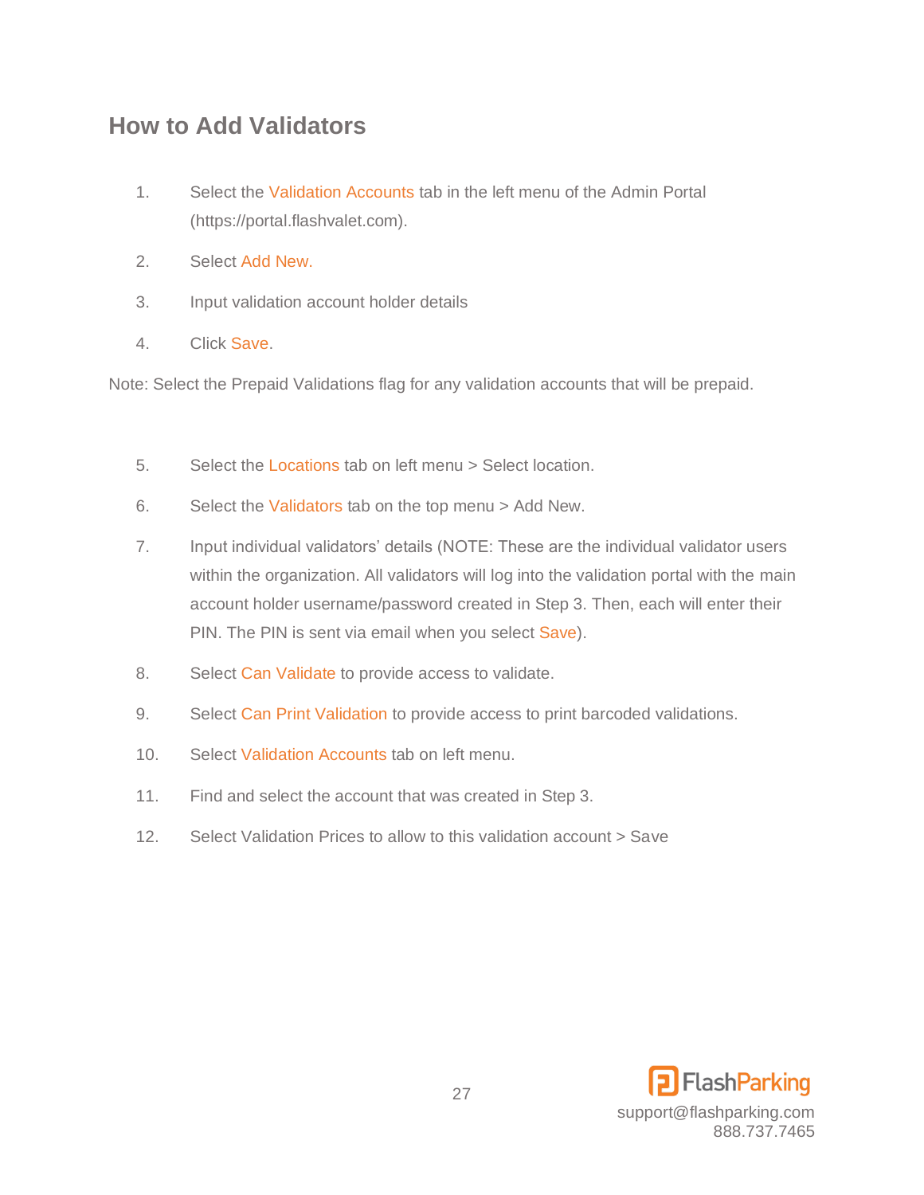## How to Add Validators

1. Select the Validation Accounts tab in the left menu of the Admin Portal (https://portal.flashvalet.com).
2. Select Add New.
3. Input validation account holder details
4. Click Save.

Note: Select the Prepaid Validations flag for any validation accounts that will be prepaid.

5. Select the Locations tab on left menu > Select location.
6. Select the Validators tab on the top menu > Add New.
7. Input individual validators' details (NOTE: These are the individual validator users within the organization. All validators will log into the validation portal with the main account holder username/password created in Step 3. Then, each will enter their PIN. The PIN is sent via email when you select Save).
8. Select Can Validate to provide access to validate.
9. Select Can Print Validation to provide access to print barcoded validations.
10. Select Validation Accounts tab on left menu.
11. Find and select the account that was created in Step 3.
12. Select Validation Prices to allow to this validation account > Save

FlashParking
support@flashparking.com
888.737.7465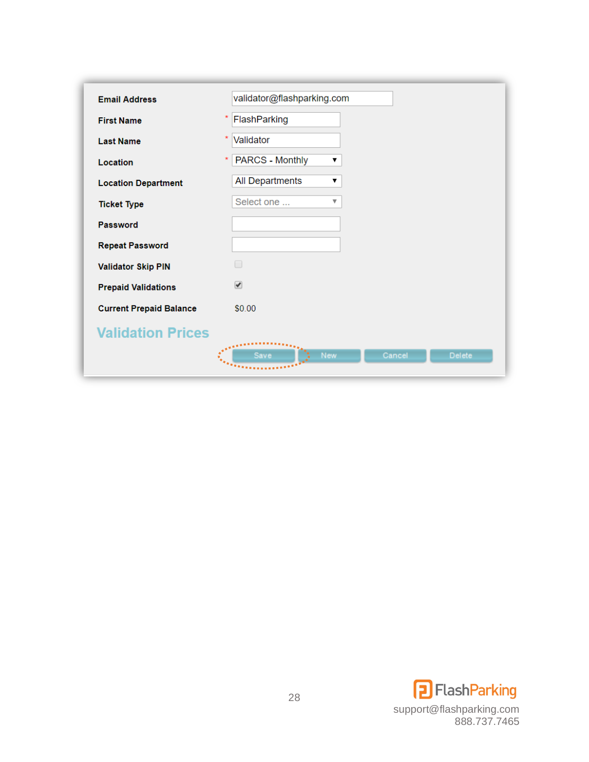| | |
|---|---|
| **Email Address** | validator@flashparking.com |
| **First Name** * | FlashParking |
| **Last Name** * | Validator |
| **Location** * | PARCS - Monthly |
| **Location Department** | All Departments |
| **Ticket Type** | Select one ... |
| **Password** | |
| **Repeat Password** | |
| **Validator Skip PIN** | ☐ |
| **Prepaid Validations** | ☑ |
| **Current Prepaid Balance** | $0.00 |

## Validation Prices

Save | New | Cancel | Delete

FlashParking
support@flashparking.com
888.737.7465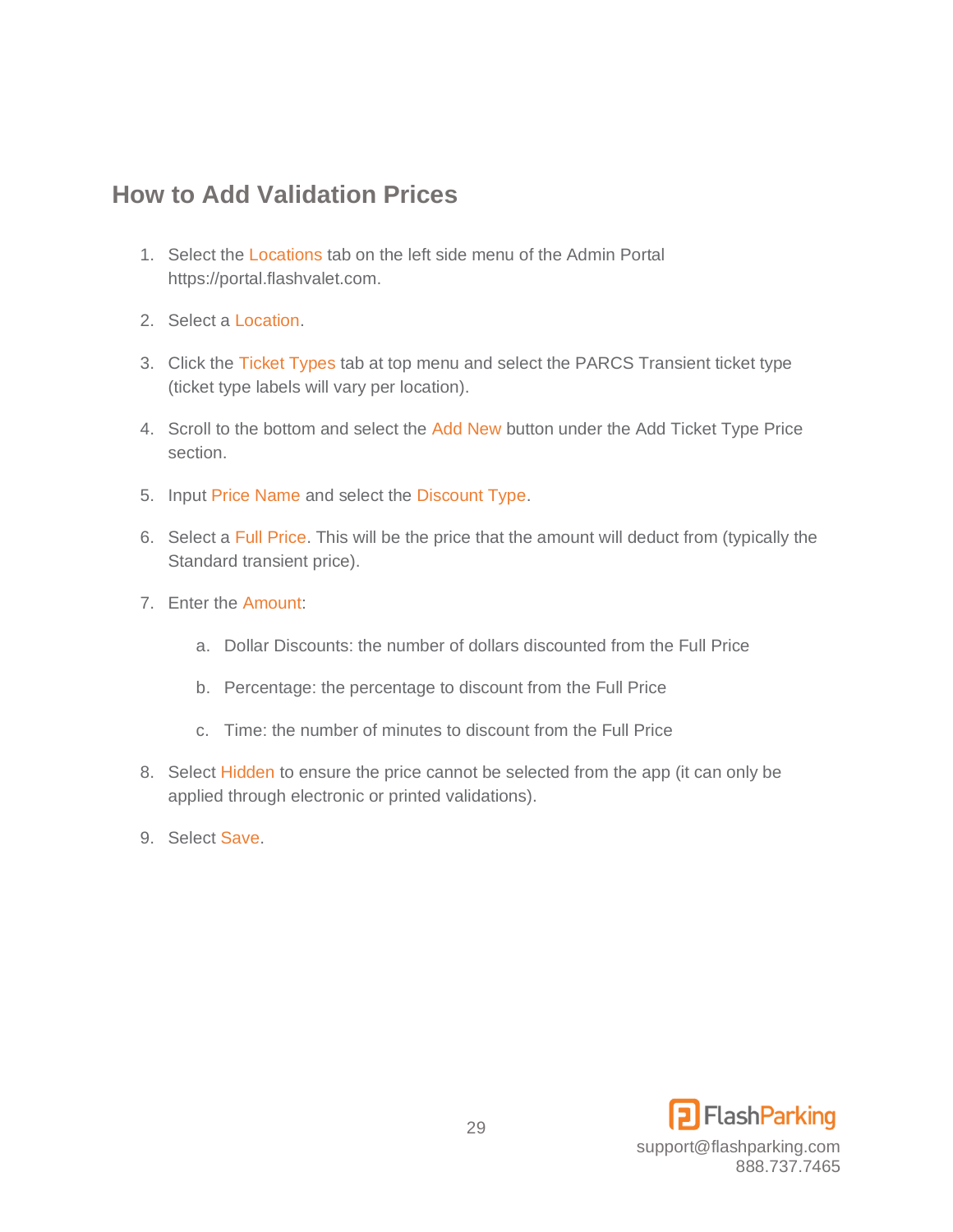## How to Add Validation Prices

1. Select the Locations tab on the left side menu of the Admin Portal https://portal.flashvalet.com.

2. Select a Location.

3. Click the Ticket Types tab at top menu and select the PARCS Transient ticket type (ticket type labels will vary per location).

4. Scroll to the bottom and select the Add New button under the Add Ticket Type Price section.

5. Input Price Name and select the Discount Type.

6. Select a Full Price. This will be the price that the amount will deduct from (typically the Standard transient price).

7. Enter the Amount:

   a. Dollar Discounts: the number of dollars discounted from the Full Price

   b. Percentage: the percentage to discount from the Full Price

   c. Time: the number of minutes to discount from the Full Price

8. Select Hidden to ensure the price cannot be selected from the app (it can only be applied through electronic or printed validations).

9. Select Save.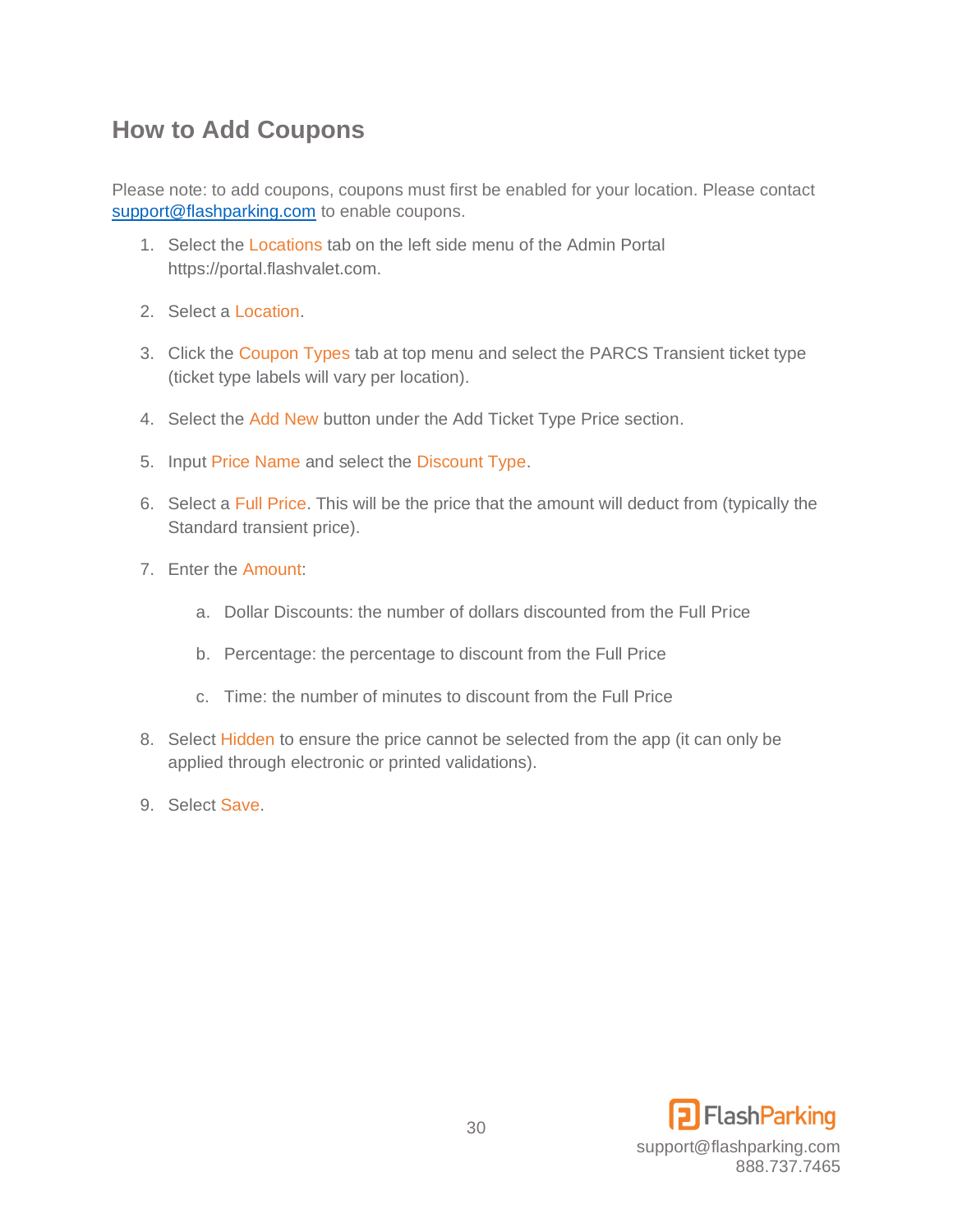## How to Add Coupons

Please note: to add coupons, coupons must first be enabled for your location. Please contact [support@flashparking.com](mailto:support@flashparking.com) to enable coupons.

1. Select the Locations tab on the left side menu of the Admin Portal https://portal.flashvalet.com.
2. Select a Location.
3. Click the Coupon Types tab at top menu and select the PARCS Transient ticket type (ticket type labels will vary per location).
4. Select the Add New button under the Add Ticket Type Price section.
5. Input Price Name and select the Discount Type.
6. Select a Full Price. This will be the price that the amount will deduct from (typically the Standard transient price).
7. Enter the Amount:
    a. Dollar Discounts: the number of dollars discounted from the Full Price
    b. Percentage: the percentage to discount from the Full Price
    c. Time: the number of minutes to discount from the Full Price
8. Select Hidden to ensure the price cannot be selected from the app (it can only be applied through electronic or printed validations).
9. Select Save.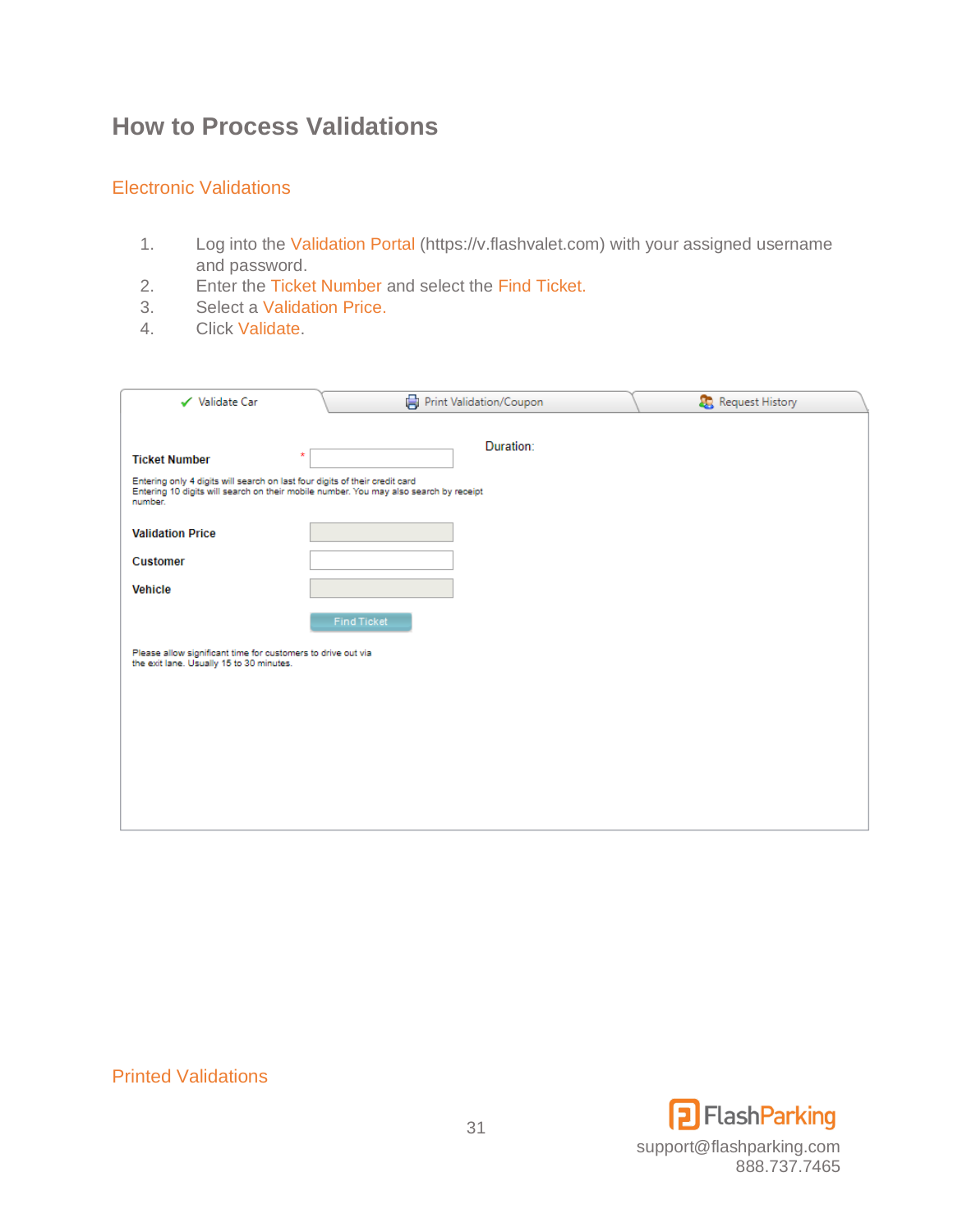# How to Process Validations

## Electronic Validations

1. Log into the Validation Portal (https://v.flashvalet.com) with your assigned username and password.
2. Enter the Ticket Number and select the Find Ticket.
3. Select a Validation Price.
4. Click Validate.

## Printed Validations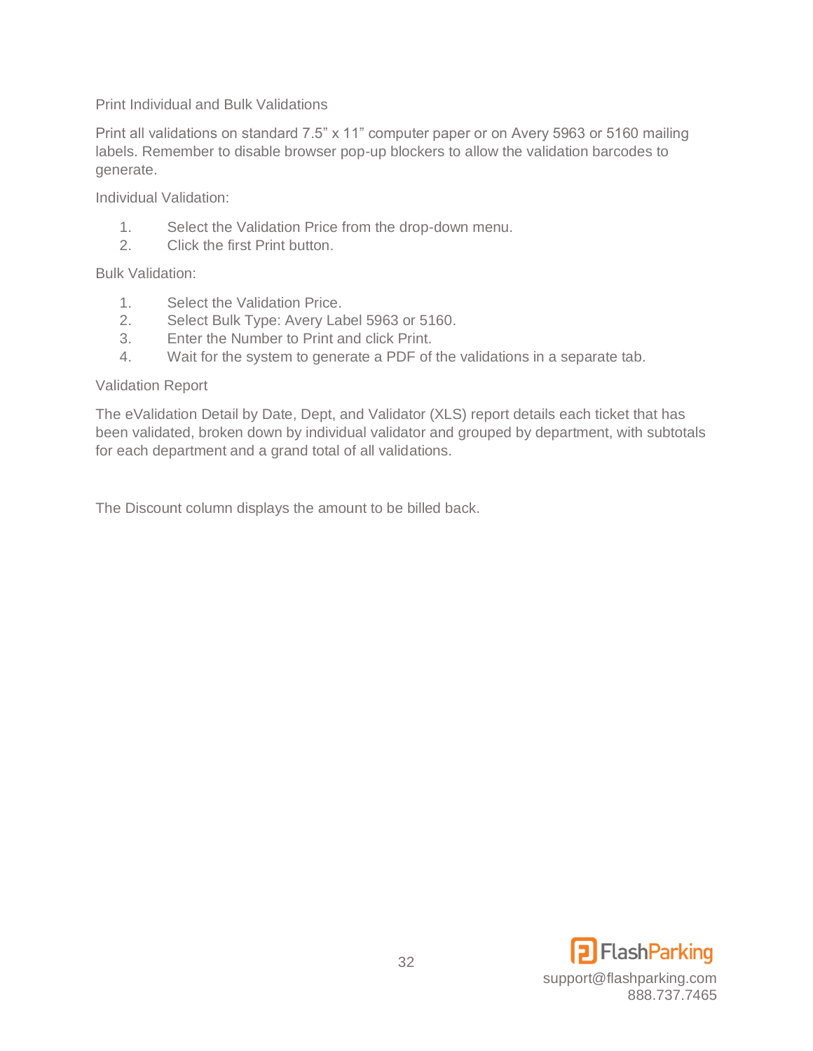## Print Individual and Bulk Validations

Print all validations on standard 7.5” x 11” computer paper or on Avery 5963 or 5160 mailing labels. Remember to disable browser pop-up blockers to allow the validation barcodes to generate.

Individual Validation:

1. Select the Validation Price from the drop-down menu.
2. Click the first Print button.

Bulk Validation:

1. Select the Validation Price.
2. Select Bulk Type: Avery Label 5963 or 5160.
3. Enter the Number to Print and click Print.
4. Wait for the system to generate a PDF of the validations in a separate tab.

## Validation Report

The eValidation Detail by Date, Dept, and Validator (XLS) report details each ticket that has been validated, broken down by individual validator and grouped by department, with subtotals for each department and a grand total of all validations.

The Discount column displays the amount to be billed back.